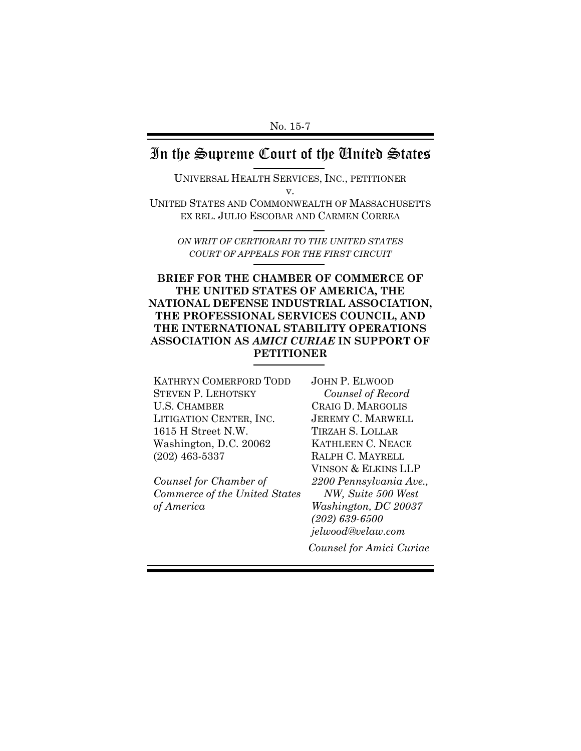No. 15-7

# In the Supreme Court of the United States

UNIVERSAL HEALTH SERVICES, INC., PETITIONER

v.

UNITED STATES AND COMMONWEALTH OF MASSACHUSETTS EX REL. JULIO ESCOBAR AND CARMEN CORREA

*ON WRIT OF CERTIORARI TO THE UNITED STATES COURT OF APPEALS FOR THE FIRST CIRCUIT*

**BRIEF FOR THE CHAMBER OF COMMERCE OF THE UNITED STATES OF AMERICA, THE NATIONAL DEFENSE INDUSTRIAL ASSOCIATION, THE PROFESSIONAL SERVICES COUNCIL, AND THE INTERNATIONAL STABILITY OPERATIONS ASSOCIATION AS *AMICI CURIAE* IN SUPPORT OF PETITIONER**

KATHRYN COMERFORD TODD
STEVEN P. LEHOTSKY
U.S. CHAMBER LITIGATION CENTER, INC.
1615 H Street N.W.
Washington, D.C. 20062
(202) 463-5337

*Counsel for Chamber of Commerce of the United States of America*

JOHN P. ELWOOD
*Counsel of Record*
CRAIG D. MARGOLIS
JEREMY C. MARWELL
TIRZAH S. LOLLAR
KATHLEEN C. NEACE
RALPH C. MAYRELL
VINSON & ELKINS LLP
*2200 Pennsylvania Ave., NW, Suite 500 West*
*Washington, DC 20037*
*(202) 639-6500*
*jelwood@velaw.com*

*Counsel for Amici Curiae*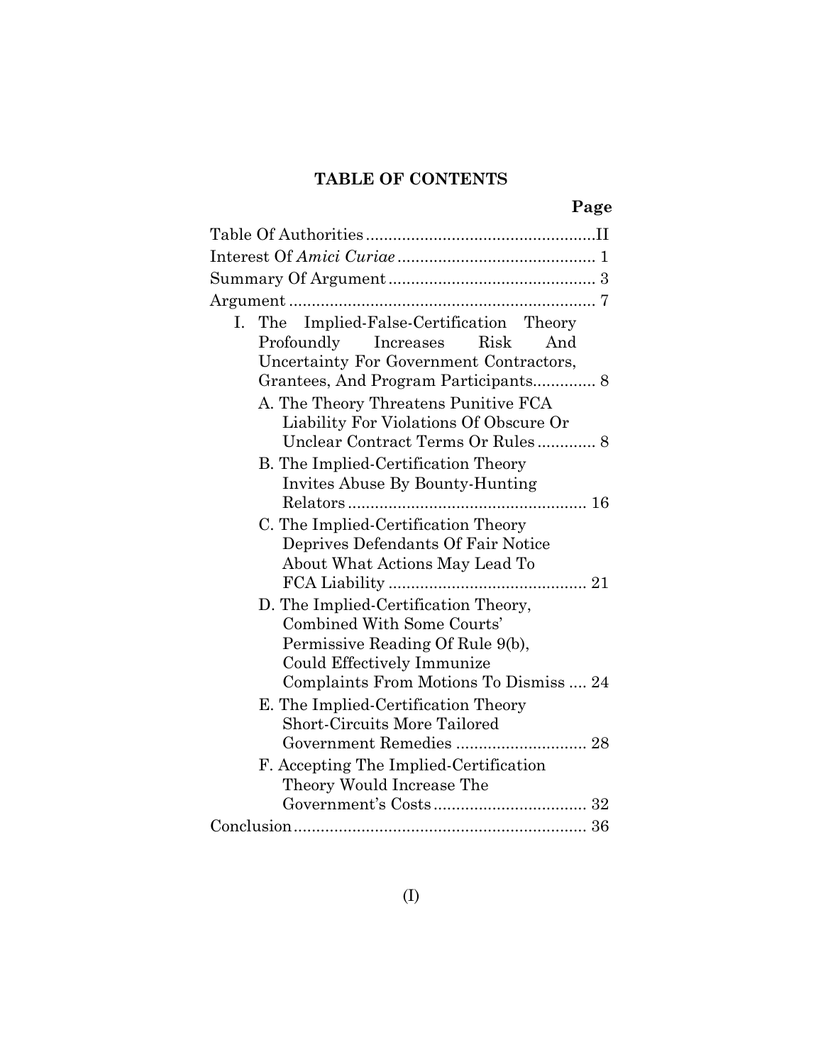# TABLE OF CONTENTS

| | Page |
|---|---|
| Table Of Authorities | II |
| Interest Of *Amici Curiae* | 1 |
| Summary Of Argument | 3 |
| Argument | 7 |
| I. The Implied-False-Certification Theory Profoundly Increases Risk And Uncertainty For Government Contractors, Grantees, And Program Participants | 8 |
| A. The Theory Threatens Punitive FCA Liability For Violations Of Obscure Or Unclear Contract Terms Or Rules | 8 |
| B. The Implied-Certification Theory Invites Abuse By Bounty-Hunting Relators | 16 |
| C. The Implied-Certification Theory Deprives Defendants Of Fair Notice About What Actions May Lead To FCA Liability | 21 |
| D. The Implied-Certification Theory, Combined With Some Courts' Permissive Reading Of Rule 9(b), Could Effectively Immunize Complaints From Motions To Dismiss | 24 |
| E. The Implied-Certification Theory Short-Circuits More Tailored Government Remedies | 28 |
| F. Accepting The Implied-Certification Theory Would Increase The Government's Costs | 32 |
| Conclusion | 36 |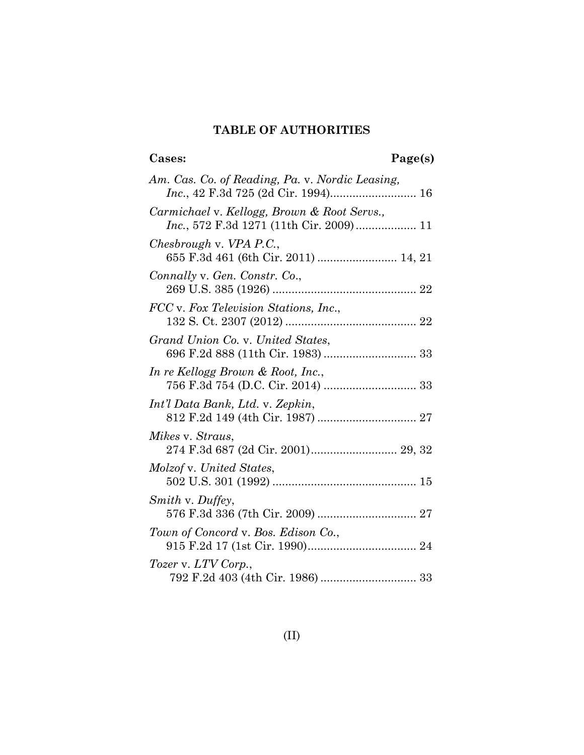# TABLE OF AUTHORITIES

**Cases:** **Page(s)**

*Am. Cas. Co. of Reading, Pa.* v. *Nordic Leasing, Inc.*, 42 F.3d 725 (2d Cir. 1994).......................... 16

*Carmichael* v. *Kellogg, Brown & Root Servs., Inc.*, 572 F.3d 1271 (11th Cir. 2009).................. 11

*Chesbrough* v. *VPA P.C.*, 655 F.3d 461 (6th Cir. 2011) ........................ 14, 21

*Connally* v. *Gen. Constr. Co.*, 269 U.S. 385 (1926) ............................................ 22

*FCC* v. *Fox Television Stations, Inc.*, 132 S. Ct. 2307 (2012) ......................................... 22

*Grand Union Co.* v. *United States*, 696 F.2d 888 (11th Cir. 1983) ............................ 33

*In re Kellogg Brown & Root, Inc.*, 756 F.3d 754 (D.C. Cir. 2014) ............................ 33

*Int'l Data Bank, Ltd.* v. *Zepkin*, 812 F.2d 149 (4th Cir. 1987) .............................. 27

*Mikes* v. *Straus*, 274 F.3d 687 (2d Cir. 2001).......................... 29, 32

*Molzof* v. *United States*, 502 U.S. 301 (1992) ............................................ 15

*Smith* v. *Duffey*, 576 F.3d 336 (7th Cir. 2009) .............................. 27

*Town of Concord* v. *Bos. Edison Co.*, 915 F.2d 17 (1st Cir. 1990)................................. 24

*Tozer* v. *LTV Corp.*, 792 F.2d 403 (4th Cir. 1986) ............................. 33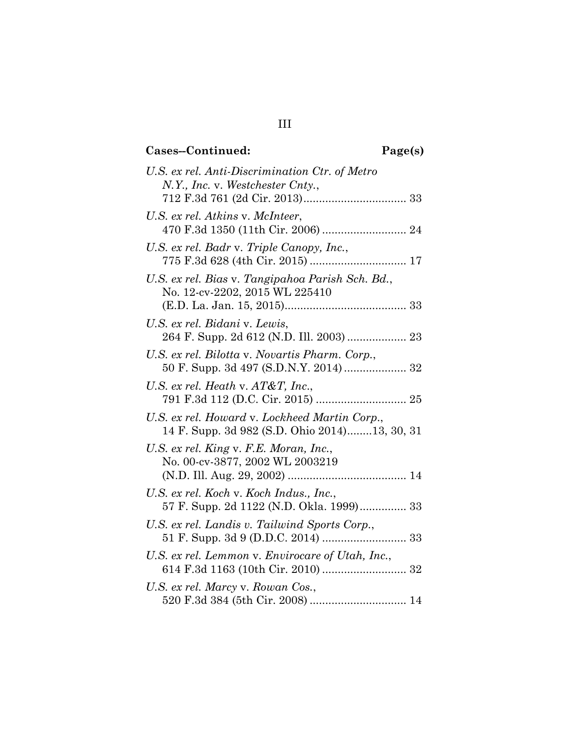**Cases--Continued: Page(s)**

*U.S. ex rel. Anti-Discrimination Ctr. of Metro N.Y., Inc.* v. *Westchester Cnty.*, 712 F.3d 761 (2d Cir. 2013)................................ 33

*U.S. ex rel. Atkins* v. *McInteer*, 470 F.3d 1350 (11th Cir. 2006) .......................... 24

*U.S. ex rel. Badr* v. *Triple Canopy, Inc.*, 775 F.3d 628 (4th Cir. 2015) .............................. 17

*U.S. ex rel. Bias* v. *Tangipahoa Parish Sch. Bd.*, No. 12-cv-2202, 2015 WL 225410 (E.D. La. Jan. 15, 2015)...................................... 33

*U.S. ex rel. Bidani* v. *Lewis*, 264 F. Supp. 2d 612 (N.D. Ill. 2003) .................. 23

*U.S. ex rel. Bilotta* v. *Novartis Pharm. Corp.*, 50 F. Supp. 3d 497 (S.D.N.Y. 2014) ................... 32

*U.S. ex rel. Heath* v. *AT&T, Inc.*, 791 F.3d 112 (D.C. Cir. 2015) ............................ 25

*U.S. ex rel. Howard* v. *Lockheed Martin Corp.*, 14 F. Supp. 3d 982 (S.D. Ohio 2014)........13, 30, 31

*U.S. ex rel. King* v. *F.E. Moran, Inc.*, No. 00-cv-3877, 2002 WL 2003219 (N.D. Ill. Aug. 29, 2002) ..................................... 14

*U.S. ex rel. Koch* v. *Koch Indus., Inc.*, 57 F. Supp. 2d 1122 (N.D. Okla. 1999)............... 33

*U.S. ex rel. Landis v. Tailwind Sports Corp.*, 51 F. Supp. 3d 9 (D.D.C. 2014) .......................... 33

*U.S. ex rel. Lemmon* v. *Envirocare of Utah, Inc.*, 614 F.3d 1163 (10th Cir. 2010) .......................... 32

*U.S. ex rel. Marcy* v. *Rowan Cos.*, 520 F.3d 384 (5th Cir. 2008) .............................. 14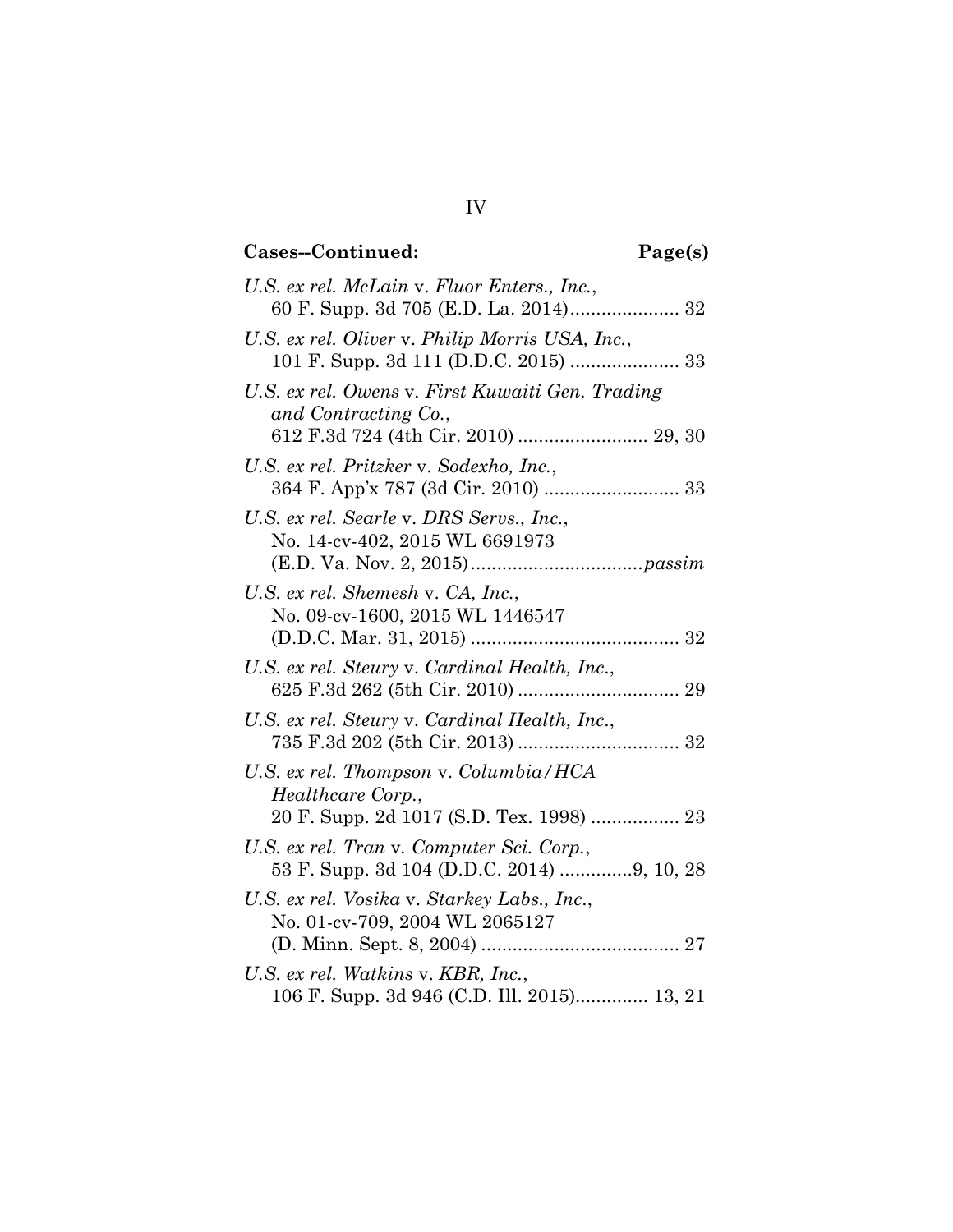**Cases--Continued: Page(s)**

*U.S. ex rel. McLain* v. *Fluor Enters., Inc.*, 60 F. Supp. 3d 705 (E.D. La. 2014) ..................... 32

*U.S. ex rel. Oliver* v. *Philip Morris USA, Inc.*, 101 F. Supp. 3d 111 (D.D.C. 2015) ..................... 33

*U.S. ex rel. Owens* v. *First Kuwaiti Gen. Trading and Contracting Co.*, 612 F.3d 724 (4th Cir. 2010) ......................... 29, 30

*U.S. ex rel. Pritzker* v. *Sodexho, Inc.*, 364 F. App'x 787 (3d Cir. 2010) .......................... 33

*U.S. ex rel. Searle* v. *DRS Servs., Inc.*, No. 14-cv-402, 2015 WL 6691973 (E.D. Va. Nov. 2, 2015) ................................ *passim*

*U.S. ex rel. Shemesh* v. *CA, Inc.*, No. 09-cv-1600, 2015 WL 1446547 (D.D.C. Mar. 31, 2015) ........................................ 32

*U.S. ex rel. Steury* v. *Cardinal Health, Inc.*, 625 F.3d 262 (5th Cir. 2010) ............................... 29

*U.S. ex rel. Steury* v. *Cardinal Health, Inc.*, 735 F.3d 202 (5th Cir. 2013) ............................... 32

*U.S. ex rel. Thompson* v. *Columbia/HCA Healthcare Corp.*, 20 F. Supp. 2d 1017 (S.D. Tex. 1998) ................. 23

*U.S. ex rel. Tran* v. *Computer Sci. Corp.*, 53 F. Supp. 3d 104 (D.D.C. 2014) .............9, 10, 28

*U.S. ex rel. Vosika* v. *Starkey Labs., Inc.*, No. 01-cv-709, 2004 WL 2065127 (D. Minn. Sept. 8, 2004) ...................................... 27

*U.S. ex rel. Watkins* v. *KBR, Inc.*, 106 F. Supp. 3d 946 (C.D. Ill. 2015).............. 13, 21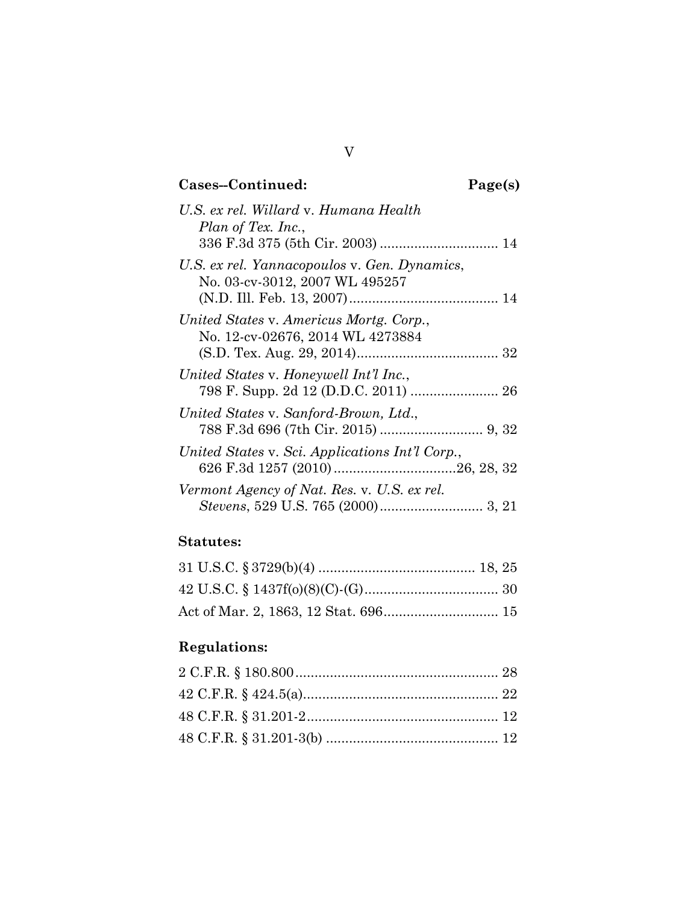**Cases--Continued:** **Page(s)**

*U.S. ex rel. Willard* v. *Humana Health Plan of Tex. Inc.*, 336 F.3d 375 (5th Cir. 2003) .............................. 14

*U.S. ex rel. Yannacopoulos* v. *Gen. Dynamics*, No. 03-cv-3012, 2007 WL 495257 (N.D. Ill. Feb. 13, 2007)....................................... 14

*United States* v. *Americus Mortg. Corp.*, No. 12-cv-02676, 2014 WL 4273884 (S.D. Tex. Aug. 29, 2014)..................................... 32

*United States* v. *Honeywell Int'l Inc.*, 798 F. Supp. 2d 12 (D.D.C. 2011) ....................... 26

*United States* v. *Sanford-Brown, Ltd.*, 788 F.3d 696 (7th Cir. 2015) ........................... 9, 32

*United States* v. *Sci. Applications Int'l Corp.*, 626 F.3d 1257 (2010) ................................26, 28, 32

*Vermont Agency of Nat. Res.* v. *U.S. ex rel. Stevens*, 529 U.S. 765 (2000)........................... 3, 21

**Statutes:**

31 U.S.C. § 3729(b)(4) ......................................... 18, 25

42 U.S.C. § 1437f(o)(8)(C)-(G)................................... 30

Act of Mar. 2, 1863, 12 Stat. 696.............................. 15

**Regulations:**

2 C.F.R. § 180.800..................................................... 28

42 C.F.R. § 424.5(a)................................................... 22

48 C.F.R. § 31.201-2.................................................. 12

48 C.F.R. § 31.201-3(b) ............................................. 12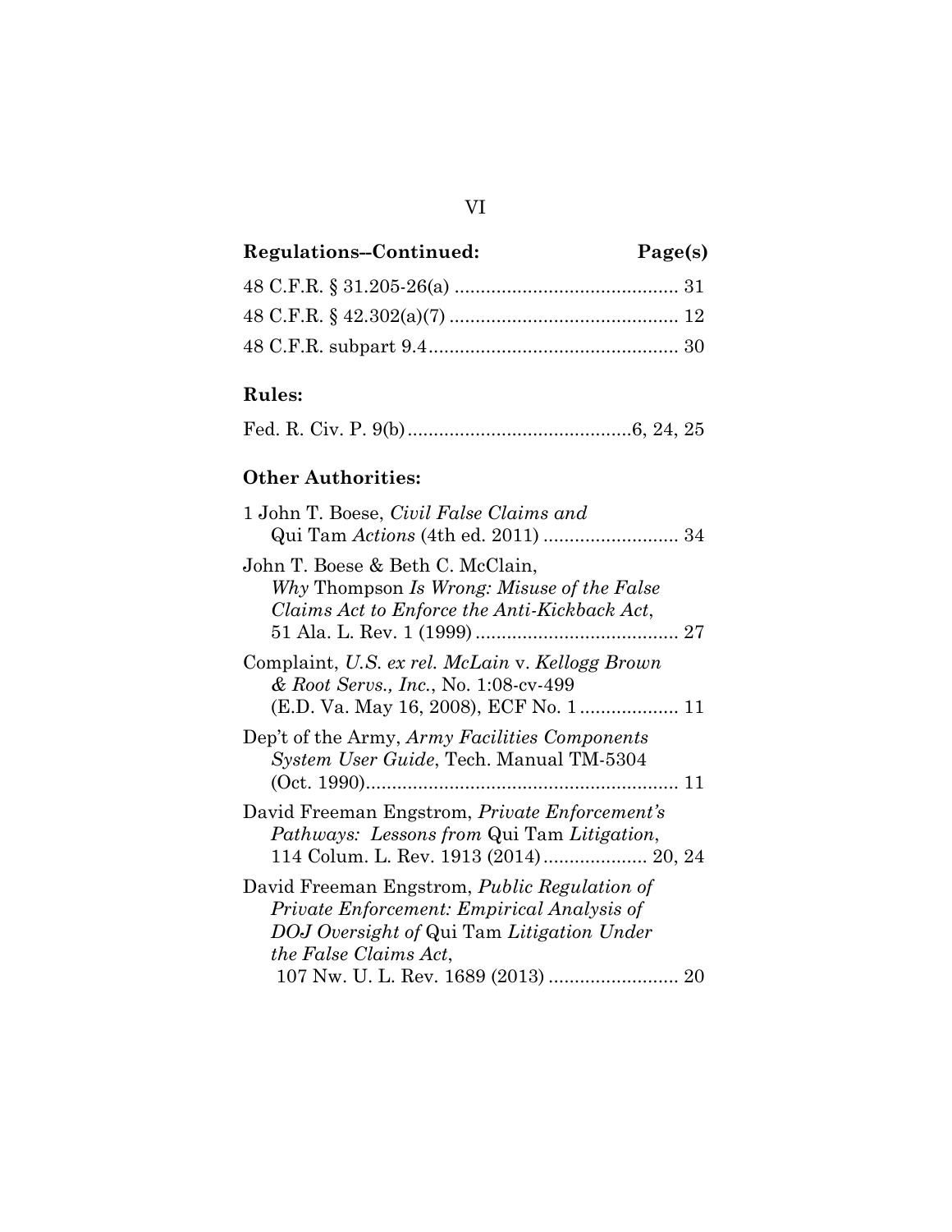**Regulations--Continued: Page(s)**

48 C.F.R. § 31.205-26(a) ........................................... 31

48 C.F.R. § 42.302(a)(7) ............................................ 12

48 C.F.R. subpart 9.4................................................ 30

**Rules:**

Fed. R. Civ. P. 9(b)...........................................6, 24, 25

**Other Authorities:**

1 John T. Boese, *Civil False Claims and* Qui Tam *Actions* (4th ed. 2011) .......................... 34

John T. Boese & Beth C. McClain, *Why* Thompson *Is Wrong: Misuse of the False Claims Act to Enforce the Anti-Kickback Act*, 51 Ala. L. Rev. 1 (1999) ....................................... 27

Complaint, *U.S. ex rel. McLain* v. *Kellogg Brown & Root Servs., Inc.*, No. 1:08-cv-499 (E.D. Va. May 16, 2008), ECF No. 1 ................... 11

Dep't of the Army, *Army Facilities Components System User Guide*, Tech. Manual TM-5304 (Oct. 1990)............................................................ 11

David Freeman Engstrom, *Private Enforcement's Pathways: Lessons from* Qui Tam *Litigation*, 114 Colum. L. Rev. 1913 (2014).................... 20, 24

David Freeman Engstrom, *Public Regulation of Private Enforcement: Empirical Analysis of DOJ Oversight of* Qui Tam *Litigation Under the False Claims Act*, 107 Nw. U. L. Rev. 1689 (2013) ......................... 20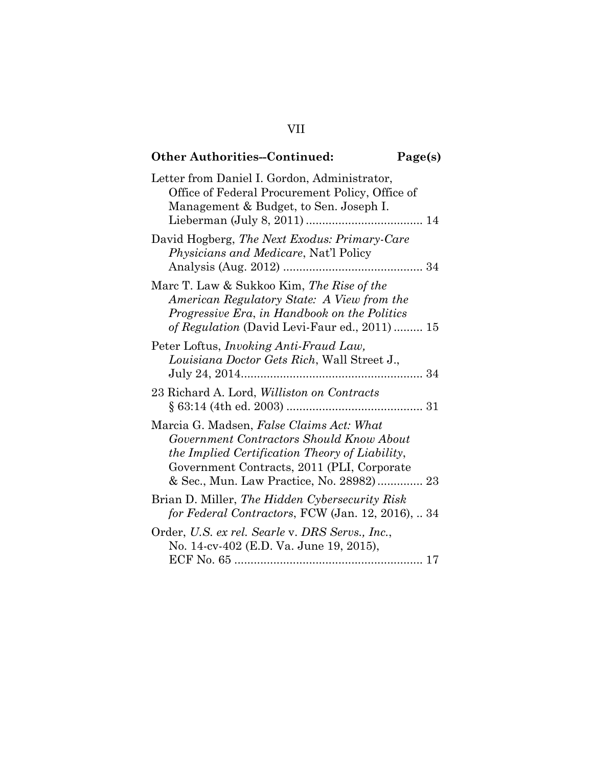**Other Authorities--Continued: Page(s)**

Letter from Daniel I. Gordon, Administrator, Office of Federal Procurement Policy, Office of Management & Budget, to Sen. Joseph I. Lieberman (July 8, 2011) .................................... 14

David Hogberg, *The Next Exodus: Primary-Care Physicians and Medicare*, Nat'l Policy Analysis (Aug. 2012) ........................................... 34

Marc T. Law & Sukkoo Kim, *The Rise of the American Regulatory State: A View from the Progressive Era*, *in Handbook on the Politics of Regulation* (David Levi-Faur ed., 2011) ......... 15

Peter Loftus, *Invoking Anti-Fraud Law, Louisiana Doctor Gets Rich*, Wall Street J., July 24, 2014........................................................ 34

23 Richard A. Lord, *Williston on Contracts* § 63:14 (4th ed. 2003) .......................................... 31

Marcia G. Madsen, *False Claims Act: What Government Contractors Should Know About the Implied Certification Theory of Liability*, Government Contracts, 2011 (PLI, Corporate & Sec., Mun. Law Practice, No. 28982).............. 23

Brian D. Miller, *The Hidden Cybersecurity Risk for Federal Contractors*, FCW (Jan. 12, 2016), .. 34

Order, *U.S. ex rel. Searle* v. *DRS Servs., Inc.*, No. 14-cv-402 (E.D. Va. June 19, 2015), ECF No. 65 .......................................................... 17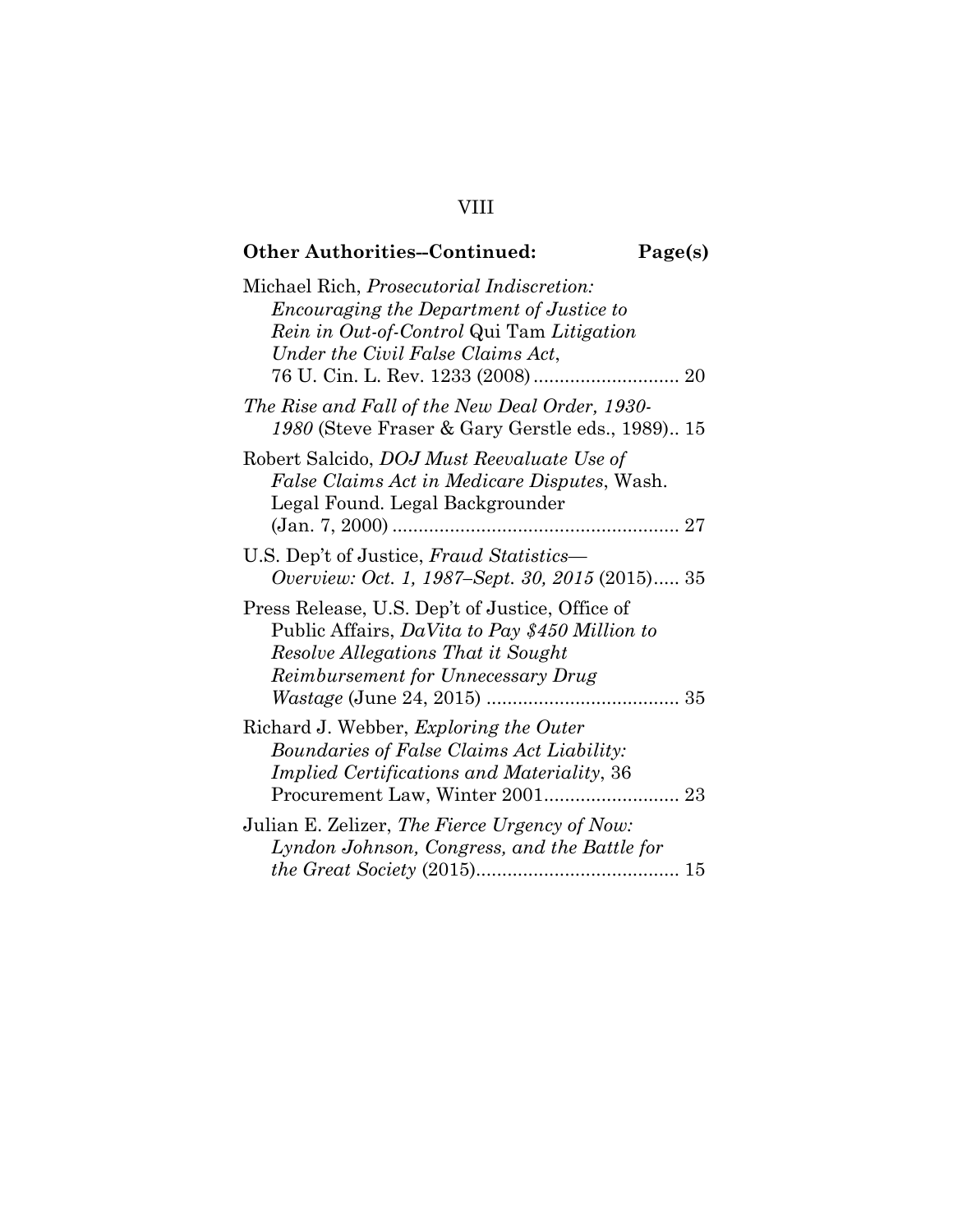**Other Authorities--Continued: Page(s)**

Michael Rich, *Prosecutorial Indiscretion: Encouraging the Department of Justice to Rein in Out-of-Control* Qui Tam *Litigation Under the Civil False Claims Act*, 76 U. Cin. L. Rev. 1233 (2008) ............................ 20

*The Rise and Fall of the New Deal Order, 1930-1980* (Steve Fraser & Gary Gerstle eds., 1989).. 15

Robert Salcido, *DOJ Must Reevaluate Use of False Claims Act in Medicare Disputes*, Wash. Legal Found. Legal Backgrounder (Jan. 7, 2000) ....................................................... 27

U.S. Dep't of Justice, *Fraud Statistics—Overview: Oct. 1, 1987–Sept. 30, 2015* (2015)..... 35

Press Release, U.S. Dep't of Justice, Office of Public Affairs, *DaVita to Pay $450 Million to Resolve Allegations That it Sought Reimbursement for Unnecessary Drug Wastage* (June 24, 2015) ..................................... 35

Richard J. Webber, *Exploring the Outer Boundaries of False Claims Act Liability: Implied Certifications and Materiality*, 36 Procurement Law, Winter 2001.......................... 23

Julian E. Zelizer, *The Fierce Urgency of Now: Lyndon Johnson, Congress, and the Battle for the Great Society* (2015)....................................... 15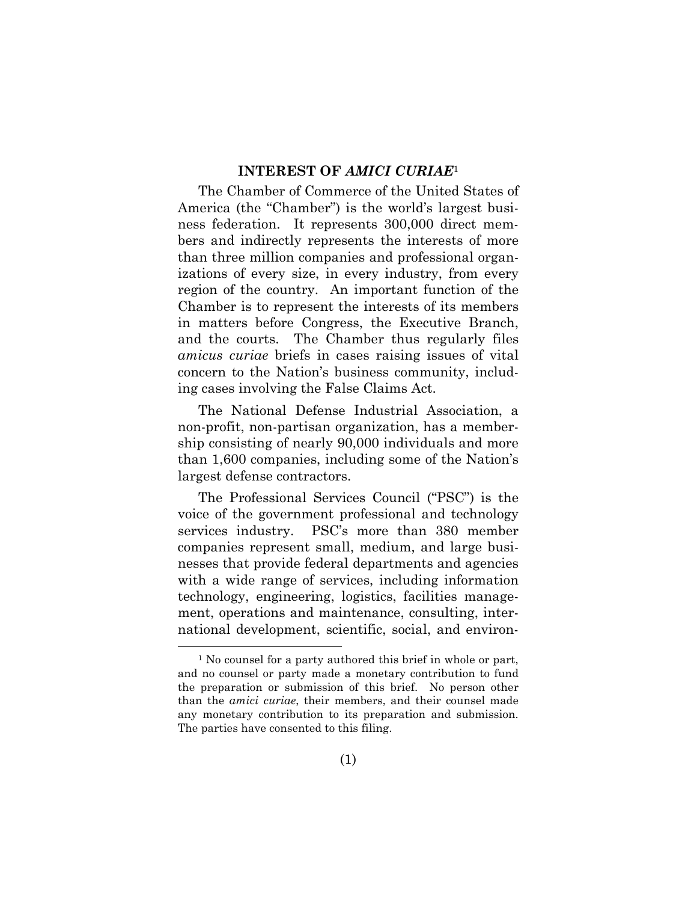## INTEREST OF *AMICI CURIAE*[1]

The Chamber of Commerce of the United States of America (the "Chamber") is the world's largest business federation. It represents 300,000 direct members and indirectly represents the interests of more than three million companies and professional organizations of every size, in every industry, from every region of the country. An important function of the Chamber is to represent the interests of its members in matters before Congress, the Executive Branch, and the courts. The Chamber thus regularly files *amicus curiae* briefs in cases raising issues of vital concern to the Nation's business community, including cases involving the False Claims Act.

The National Defense Industrial Association, a non-profit, non-partisan organization, has a membership consisting of nearly 90,000 individuals and more than 1,600 companies, including some of the Nation's largest defense contractors.

The Professional Services Council ("PSC") is the voice of the government professional and technology services industry. PSC's more than 380 member companies represent small, medium, and large businesses that provide federal departments and agencies with a wide range of services, including information technology, engineering, logistics, facilities management, operations and maintenance, consulting, international development, scientific, social, and environ-

---

[1] No counsel for a party authored this brief in whole or part, and no counsel or party made a monetary contribution to fund the preparation or submission of this brief. No person other than the *amici curiae*, their members, and their counsel made any monetary contribution to its preparation and submission. The parties have consented to this filing.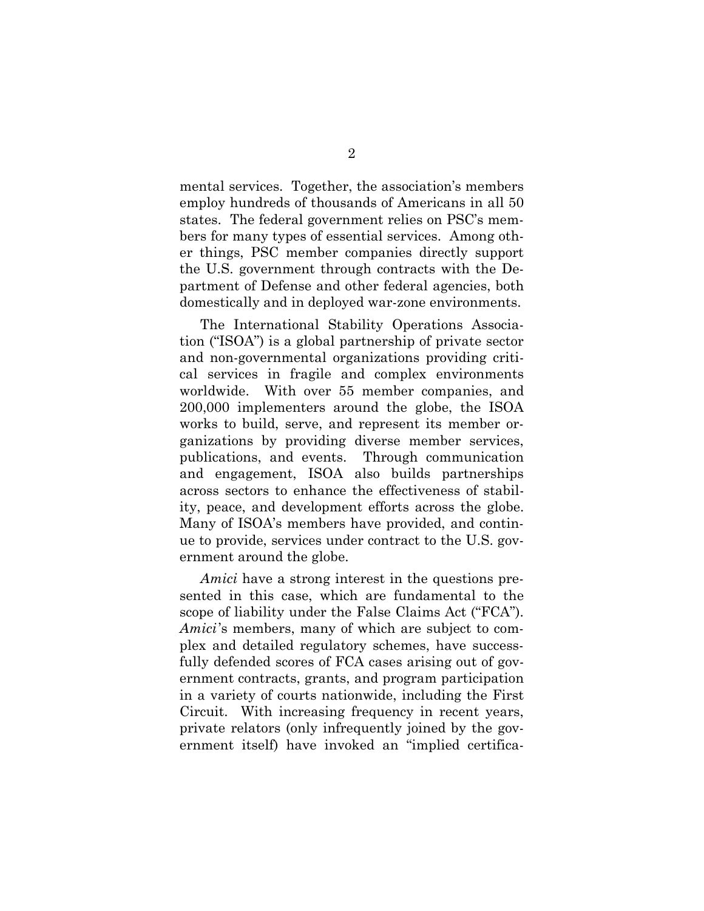mental services. Together, the association's members employ hundreds of thousands of Americans in all 50 states. The federal government relies on PSC's members for many types of essential services. Among other things, PSC member companies directly support the U.S. government through contracts with the Department of Defense and other federal agencies, both domestically and in deployed war-zone environments.

The International Stability Operations Association ("ISOA") is a global partnership of private sector and non-governmental organizations providing critical services in fragile and complex environments worldwide. With over 55 member companies, and 200,000 implementers around the globe, the ISOA works to build, serve, and represent its member organizations by providing diverse member services, publications, and events. Through communication and engagement, ISOA also builds partnerships across sectors to enhance the effectiveness of stability, peace, and development efforts across the globe. Many of ISOA's members have provided, and continue to provide, services under contract to the U.S. government around the globe.

*Amici* have a strong interest in the questions presented in this case, which are fundamental to the scope of liability under the False Claims Act ("FCA"). *Amici*'s members, many of which are subject to complex and detailed regulatory schemes, have successfully defended scores of FCA cases arising out of government contracts, grants, and program participation in a variety of courts nationwide, including the First Circuit. With increasing frequency in recent years, private relators (only infrequently joined by the government itself) have invoked an "implied certifica-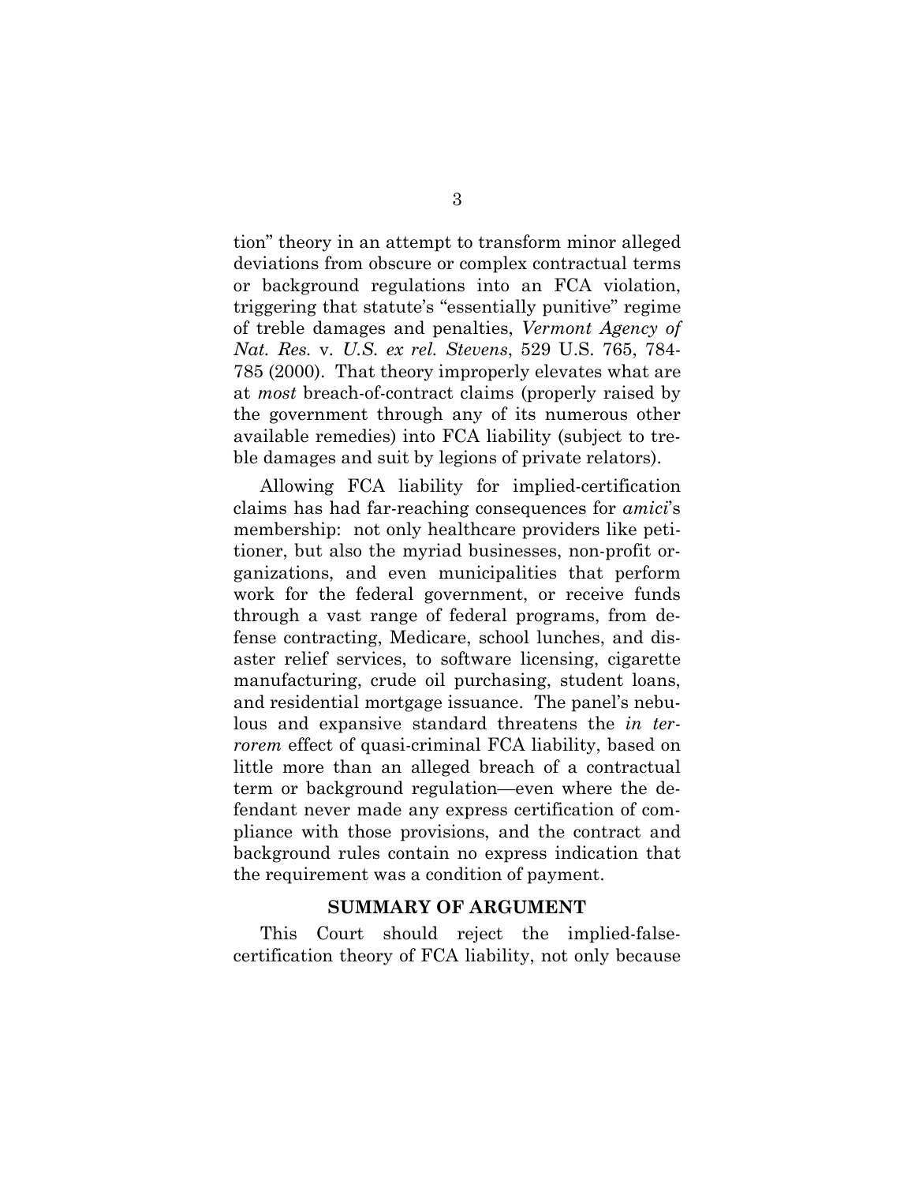tion" theory in an attempt to transform minor alleged deviations from obscure or complex contractual terms or background regulations into an FCA violation, triggering that statute's "essentially punitive" regime of treble damages and penalties, *Vermont Agency of Nat. Res.* v. *U.S. ex rel. Stevens*, 529 U.S. 765, 784-785 (2000). That theory improperly elevates what are at *most* breach-of-contract claims (properly raised by the government through any of its numerous other available remedies) into FCA liability (subject to treble damages and suit by legions of private relators).

Allowing FCA liability for implied-certification claims has had far-reaching consequences for *amici*'s membership: not only healthcare providers like petitioner, but also the myriad businesses, non-profit organizations, and even municipalities that perform work for the federal government, or receive funds through a vast range of federal programs, from defense contracting, Medicare, school lunches, and disaster relief services, to software licensing, cigarette manufacturing, crude oil purchasing, student loans, and residential mortgage issuance. The panel's nebulous and expansive standard threatens the *in terrorem* effect of quasi-criminal FCA liability, based on little more than an alleged breach of a contractual term or background regulation—even where the defendant never made any express certification of compliance with those provisions, and the contract and background rules contain no express indication that the requirement was a condition of payment.

## SUMMARY OF ARGUMENT

This Court should reject the implied-false-certification theory of FCA liability, not only because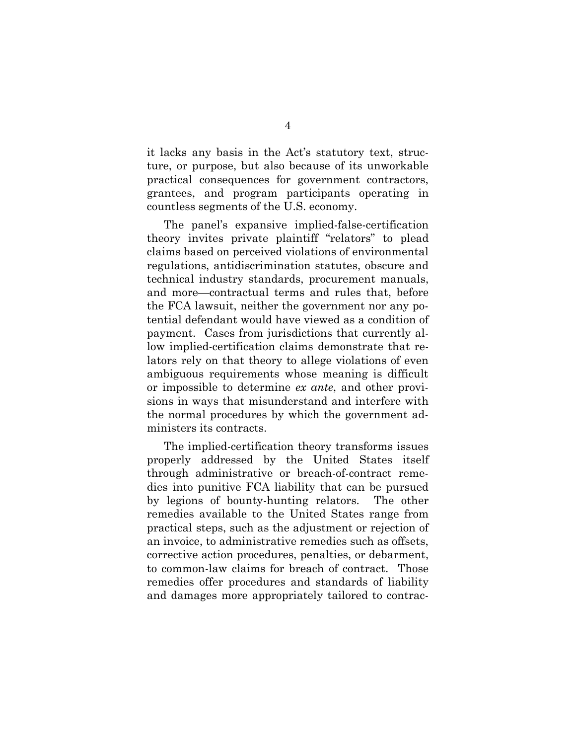it lacks any basis in the Act's statutory text, structure, or purpose, but also because of its unworkable practical consequences for government contractors, grantees, and program participants operating in countless segments of the U.S. economy.

The panel's expansive implied-false-certification theory invites private plaintiff "relators" to plead claims based on perceived violations of environmental regulations, antidiscrimination statutes, obscure and technical industry standards, procurement manuals, and more—contractual terms and rules that, before the FCA lawsuit, neither the government nor any potential defendant would have viewed as a condition of payment. Cases from jurisdictions that currently allow implied-certification claims demonstrate that relators rely on that theory to allege violations of even ambiguous requirements whose meaning is difficult or impossible to determine *ex ante*, and other provisions in ways that misunderstand and interfere with the normal procedures by which the government administers its contracts.

The implied-certification theory transforms issues properly addressed by the United States itself through administrative or breach-of-contract remedies into punitive FCA liability that can be pursued by legions of bounty-hunting relators. The other remedies available to the United States range from practical steps, such as the adjustment or rejection of an invoice, to administrative remedies such as offsets, corrective action procedures, penalties, or debarment, to common-law claims for breach of contract. Those remedies offer procedures and standards of liability and damages more appropriately tailored to contrac-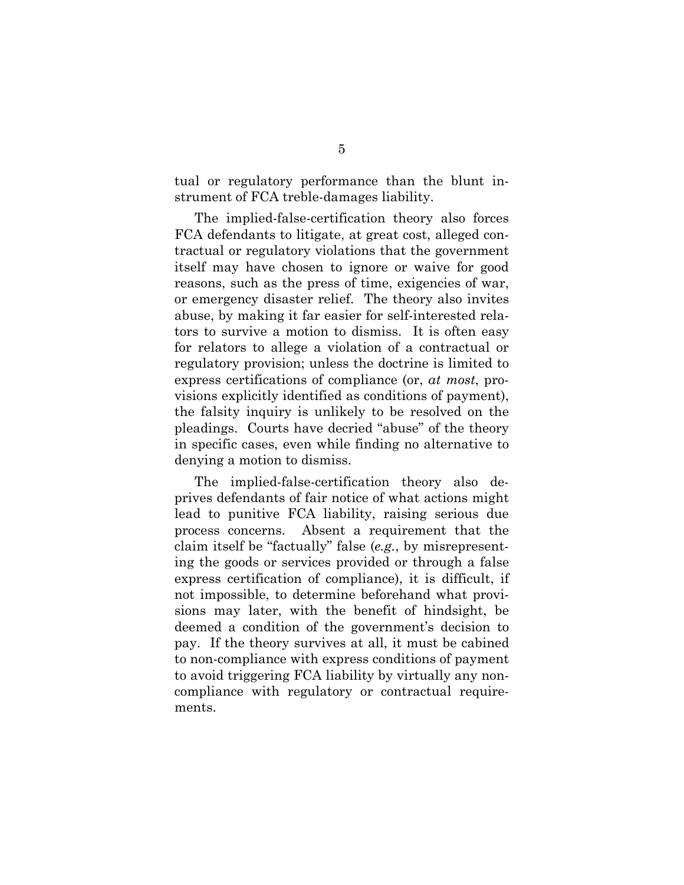tual or regulatory performance than the blunt instrument of FCA treble-damages liability.

The implied-false-certification theory also forces FCA defendants to litigate, at great cost, alleged contractual or regulatory violations that the government itself may have chosen to ignore or waive for good reasons, such as the press of time, exigencies of war, or emergency disaster relief. The theory also invites abuse, by making it far easier for self-interested relators to survive a motion to dismiss. It is often easy for relators to allege a violation of a contractual or regulatory provision; unless the doctrine is limited to express certifications of compliance (or, *at most*, provisions explicitly identified as conditions of payment), the falsity inquiry is unlikely to be resolved on the pleadings. Courts have decried "abuse" of the theory in specific cases, even while finding no alternative to denying a motion to dismiss.

The implied-false-certification theory also deprives defendants of fair notice of what actions might lead to punitive FCA liability, raising serious due process concerns. Absent a requirement that the claim itself be "factually" false (*e.g.*, by misrepresenting the goods or services provided or through a false express certification of compliance), it is difficult, if not impossible, to determine beforehand what provisions may later, with the benefit of hindsight, be deemed a condition of the government's decision to pay. If the theory survives at all, it must be cabined to non-compliance with express conditions of payment to avoid triggering FCA liability by virtually any non-compliance with regulatory or contractual requirements.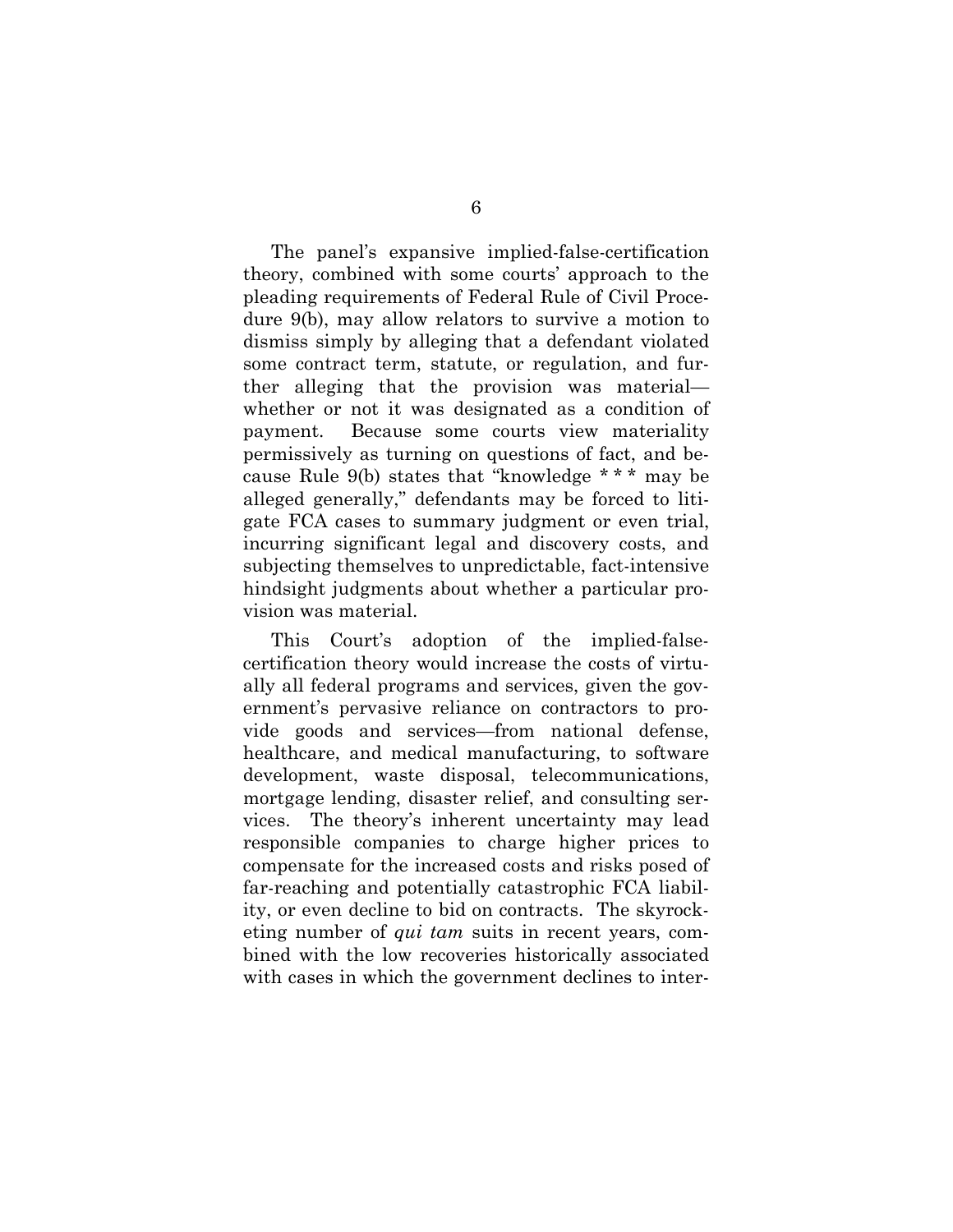The panel's expansive implied-false-certification theory, combined with some courts' approach to the pleading requirements of Federal Rule of Civil Procedure 9(b), may allow relators to survive a motion to dismiss simply by alleging that a defendant violated some contract term, statute, or regulation, and further alleging that the provision was material—whether or not it was designated as a condition of payment. Because some courts view materiality permissively as turning on questions of fact, and because Rule 9(b) states that "knowledge * * * may be alleged generally," defendants may be forced to litigate FCA cases to summary judgment or even trial, incurring significant legal and discovery costs, and subjecting themselves to unpredictable, fact-intensive hindsight judgments about whether a particular provision was material.

This Court's adoption of the implied-false-certification theory would increase the costs of virtually all federal programs and services, given the government's pervasive reliance on contractors to provide goods and services—from national defense, healthcare, and medical manufacturing, to software development, waste disposal, telecommunications, mortgage lending, disaster relief, and consulting services. The theory's inherent uncertainty may lead responsible companies to charge higher prices to compensate for the increased costs and risks posed of far-reaching and potentially catastrophic FCA liability, or even decline to bid on contracts. The skyrocketing number of *qui tam* suits in recent years, combined with the low recoveries historically associated with cases in which the government declines to inter-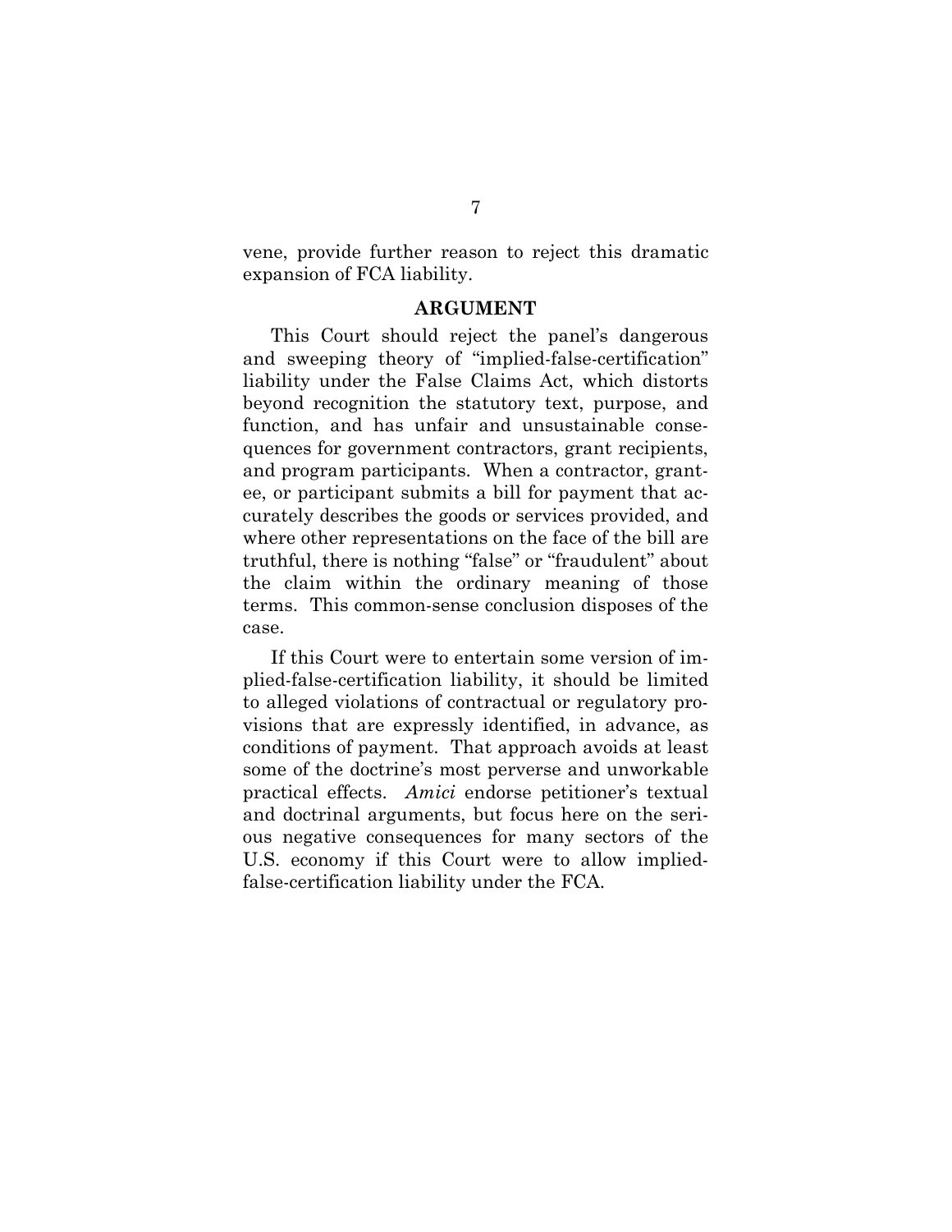vene, provide further reason to reject this dramatic expansion of FCA liability.

## ARGUMENT

This Court should reject the panel's dangerous and sweeping theory of "implied-false-certification" liability under the False Claims Act, which distorts beyond recognition the statutory text, purpose, and function, and has unfair and unsustainable consequences for government contractors, grant recipients, and program participants. When a contractor, grantee, or participant submits a bill for payment that accurately describes the goods or services provided, and where other representations on the face of the bill are truthful, there is nothing "false" or "fraudulent" about the claim within the ordinary meaning of those terms. This common-sense conclusion disposes of the case.

If this Court were to entertain some version of implied-false-certification liability, it should be limited to alleged violations of contractual or regulatory provisions that are expressly identified, in advance, as conditions of payment. That approach avoids at least some of the doctrine's most perverse and unworkable practical effects. *Amici* endorse petitioner's textual and doctrinal arguments, but focus here on the serious negative consequences for many sectors of the U.S. economy if this Court were to allow implied-false-certification liability under the FCA.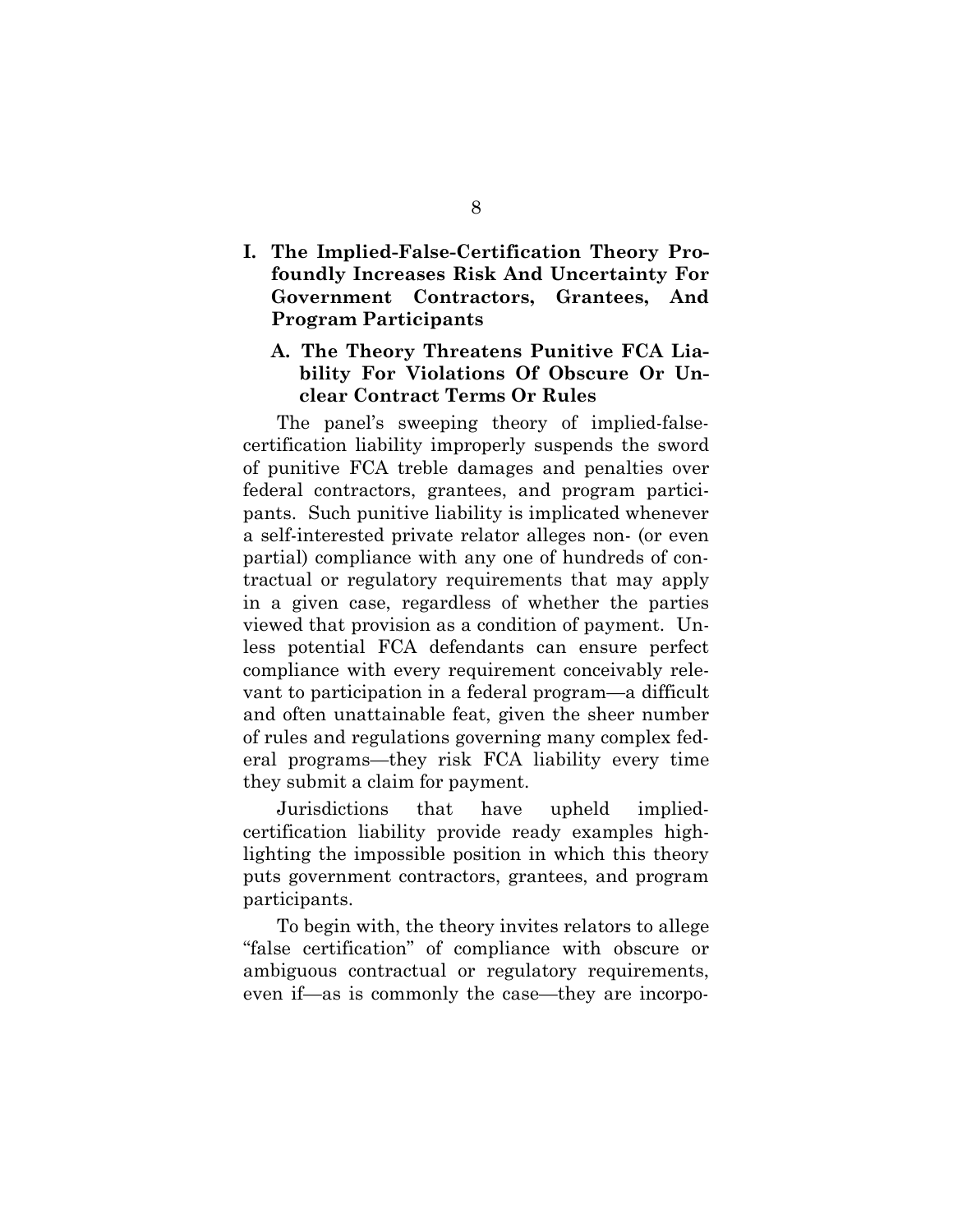## I. The Implied-False-Certification Theory Profoundly Increases Risk And Uncertainty For Government Contractors, Grantees, And Program Participants

### A. The Theory Threatens Punitive FCA Liability For Violations Of Obscure Or Unclear Contract Terms Or Rules

The panel's sweeping theory of implied-false-certification liability improperly suspends the sword of punitive FCA treble damages and penalties over federal contractors, grantees, and program participants. Such punitive liability is implicated whenever a self-interested private relator alleges non- (or even partial) compliance with any one of hundreds of contractual or regulatory requirements that may apply in a given case, regardless of whether the parties viewed that provision as a condition of payment. Unless potential FCA defendants can ensure perfect compliance with every requirement conceivably relevant to participation in a federal program—a difficult and often unattainable feat, given the sheer number of rules and regulations governing many complex federal programs—they risk FCA liability every time they submit a claim for payment.

Jurisdictions that have upheld implied-certification liability provide ready examples highlighting the impossible position in which this theory puts government contractors, grantees, and program participants.

To begin with, the theory invites relators to allege "false certification" of compliance with obscure or ambiguous contractual or regulatory requirements, even if—as is commonly the case—they are incorpo-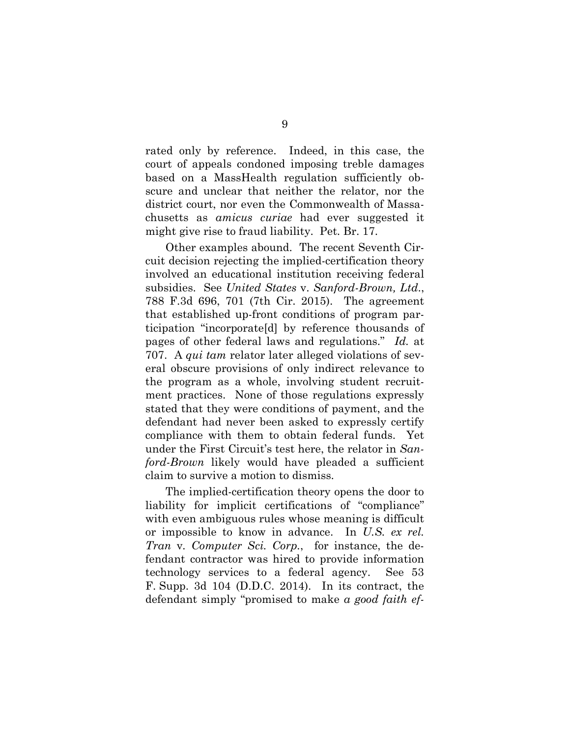rated only by reference. Indeed, in this case, the court of appeals condoned imposing treble damages based on a MassHealth regulation sufficiently obscure and unclear that neither the relator, nor the district court, nor even the Commonwealth of Massachusetts as *amicus curiae* had ever suggested it might give rise to fraud liability. Pet. Br. 17.

Other examples abound. The recent Seventh Circuit decision rejecting the implied-certification theory involved an educational institution receiving federal subsidies. See *United States* v. *Sanford-Brown, Ltd.*, 788 F.3d 696, 701 (7th Cir. 2015). The agreement that established up-front conditions of program participation "incorporate[d] by reference thousands of pages of other federal laws and regulations." *Id.* at 707. A *qui tam* relator later alleged violations of several obscure provisions of only indirect relevance to the program as a whole, involving student recruitment practices. None of those regulations expressly stated that they were conditions of payment, and the defendant had never been asked to expressly certify compliance with them to obtain federal funds. Yet under the First Circuit's test here, the relator in *Sanford-Brown* likely would have pleaded a sufficient claim to survive a motion to dismiss.

The implied-certification theory opens the door to liability for implicit certifications of "compliance" with even ambiguous rules whose meaning is difficult or impossible to know in advance. In *U.S. ex rel. Tran* v. *Computer Sci. Corp.*, for instance, the defendant contractor was hired to provide information technology services to a federal agency. See 53 F. Supp. 3d 104 (D.D.C. 2014). In its contract, the defendant simply "promised to make *a good faith ef-*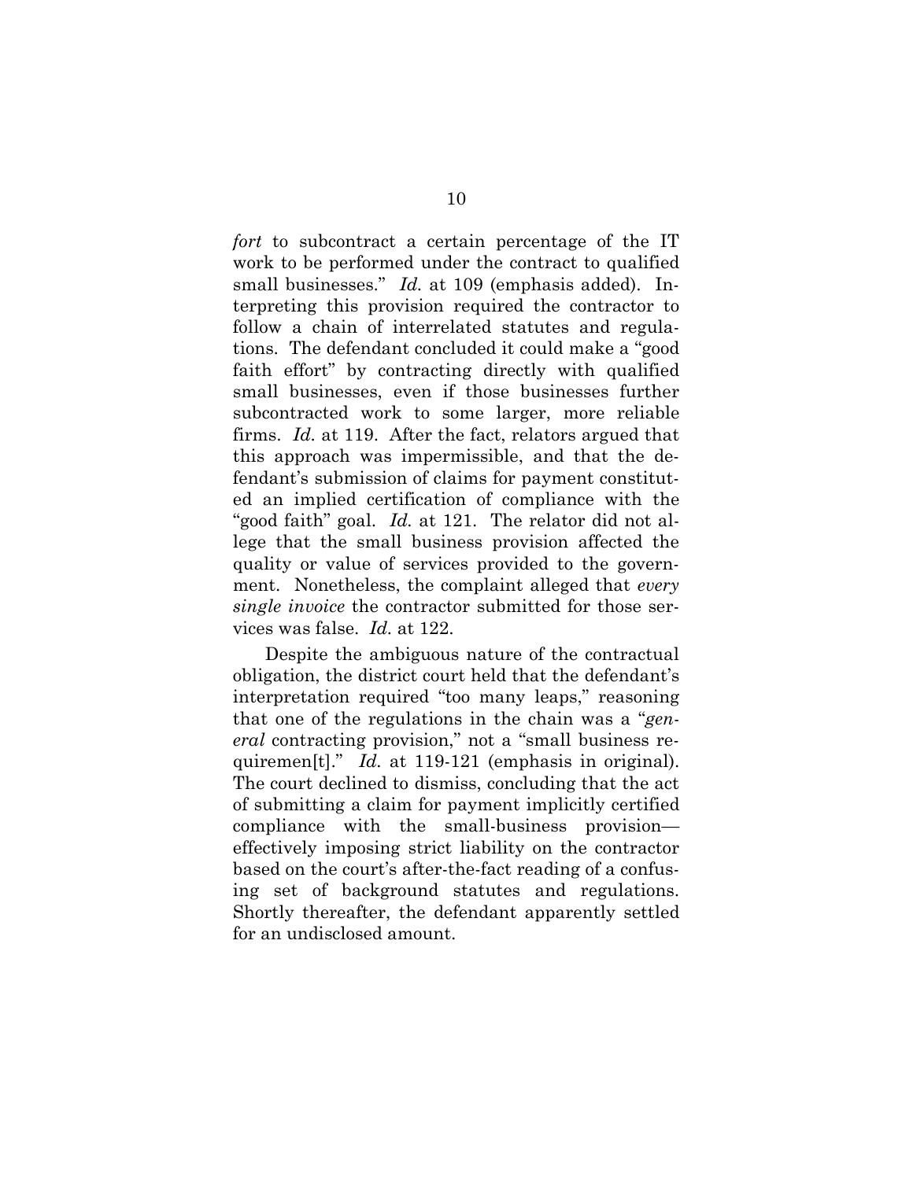*fort* to subcontract a certain percentage of the IT work to be performed under the contract to qualified small businesses." *Id.* at 109 (emphasis added). Interpreting this provision required the contractor to follow a chain of interrelated statutes and regulations. The defendant concluded it could make a "good faith effort" by contracting directly with qualified small businesses, even if those businesses further subcontracted work to some larger, more reliable firms. *Id.* at 119. After the fact, relators argued that this approach was impermissible, and that the defendant's submission of claims for payment constituted an implied certification of compliance with the "good faith" goal. *Id.* at 121. The relator did not allege that the small business provision affected the quality or value of services provided to the government. Nonetheless, the complaint alleged that *every single invoice* the contractor submitted for those services was false. *Id.* at 122.

Despite the ambiguous nature of the contractual obligation, the district court held that the defendant's interpretation required "too many leaps," reasoning that one of the regulations in the chain was a "*general* contracting provision," not a "small business requiremen[t]." *Id.* at 119-121 (emphasis in original). The court declined to dismiss, concluding that the act of submitting a claim for payment implicitly certified compliance with the small-business provision—effectively imposing strict liability on the contractor based on the court's after-the-fact reading of a confusing set of background statutes and regulations. Shortly thereafter, the defendant apparently settled for an undisclosed amount.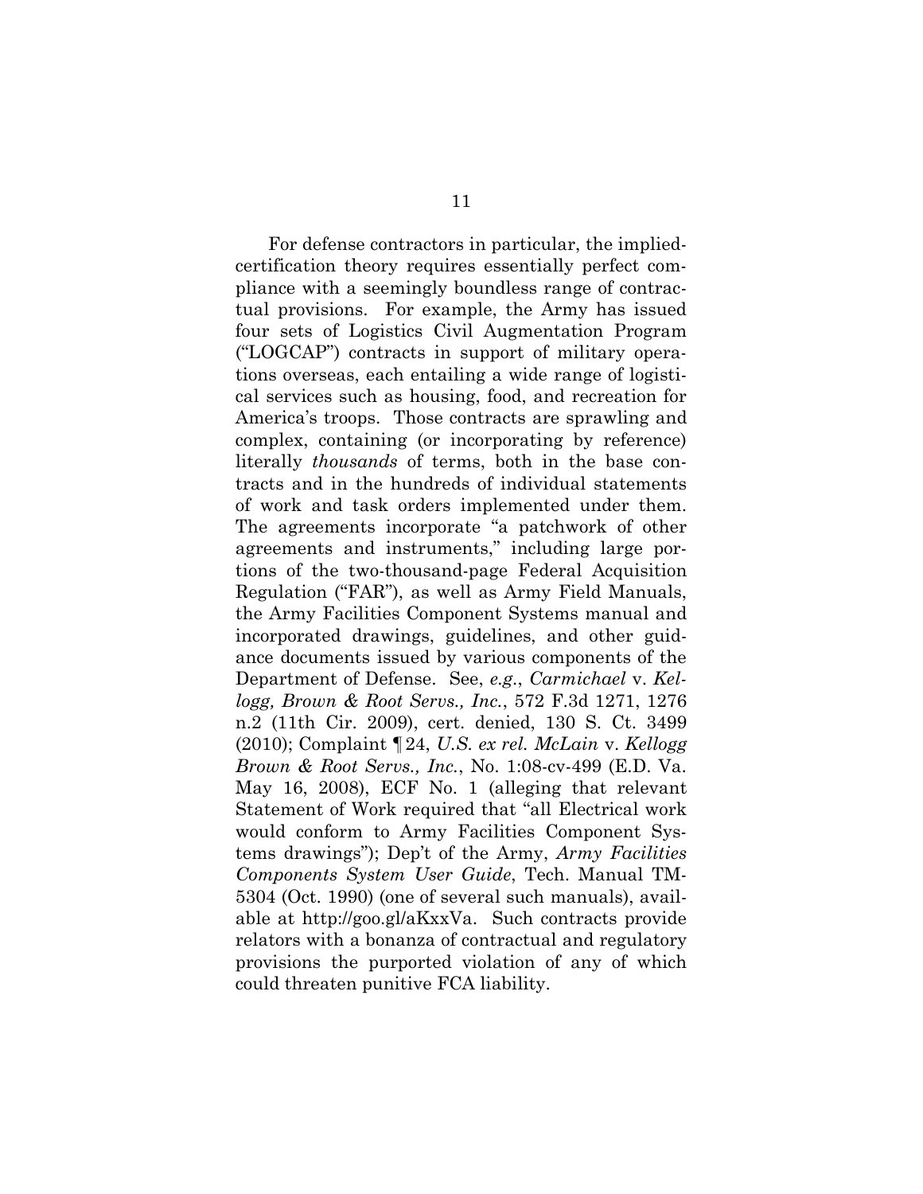For defense contractors in particular, the implied-certification theory requires essentially perfect compliance with a seemingly boundless range of contractual provisions. For example, the Army has issued four sets of Logistics Civil Augmentation Program ("LOGCAP") contracts in support of military operations overseas, each entailing a wide range of logistical services such as housing, food, and recreation for America's troops. Those contracts are sprawling and complex, containing (or incorporating by reference) literally *thousands* of terms, both in the base contracts and in the hundreds of individual statements of work and task orders implemented under them. The agreements incorporate "a patchwork of other agreements and instruments," including large portions of the two-thousand-page Federal Acquisition Regulation ("FAR"), as well as Army Field Manuals, the Army Facilities Component Systems manual and incorporated drawings, guidelines, and other guidance documents issued by various components of the Department of Defense. See, *e.g.*, *Carmichael* v. *Kellogg, Brown & Root Servs., Inc.*, 572 F.3d 1271, 1276 n.2 (11th Cir. 2009), cert. denied, 130 S. Ct. 3499 (2010); Complaint ¶ 24, *U.S. ex rel. McLain* v. *Kellogg Brown & Root Servs., Inc.*, No. 1:08-cv-499 (E.D. Va. May 16, 2008), ECF No. 1 (alleging that relevant Statement of Work required that "all Electrical work would conform to Army Facilities Component Systems drawings"); Dep't of the Army, *Army Facilities Components System User Guide*, Tech. Manual TM-5304 (Oct. 1990) (one of several such manuals), available at http://goo.gl/aKxxVa. Such contracts provide relators with a bonanza of contractual and regulatory provisions the purported violation of any of which could threaten punitive FCA liability.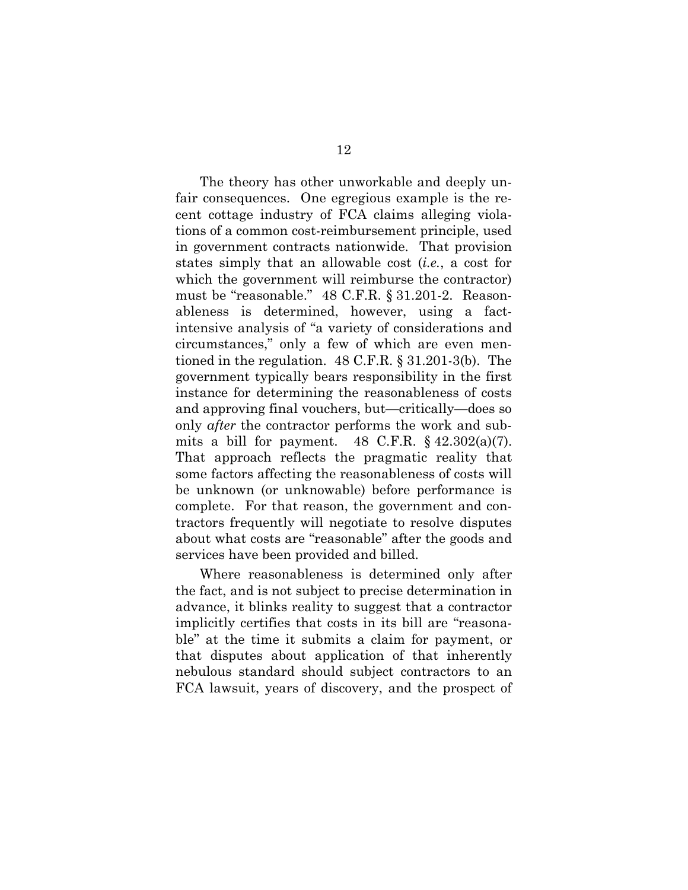The theory has other unworkable and deeply unfair consequences. One egregious example is the recent cottage industry of FCA claims alleging violations of a common cost-reimbursement principle, used in government contracts nationwide. That provision states simply that an allowable cost (*i.e.*, a cost for which the government will reimburse the contractor) must be "reasonable." 48 C.F.R. § 31.201-2. Reasonableness is determined, however, using a fact-intensive analysis of "a variety of considerations and circumstances," only a few of which are even mentioned in the regulation. 48 C.F.R. § 31.201-3(b). The government typically bears responsibility in the first instance for determining the reasonableness of costs and approving final vouchers, but—critically—does so only *after* the contractor performs the work and submits a bill for payment. 48 C.F.R. § 42.302(a)(7). That approach reflects the pragmatic reality that some factors affecting the reasonableness of costs will be unknown (or unknowable) before performance is complete. For that reason, the government and contractors frequently will negotiate to resolve disputes about what costs are "reasonable" after the goods and services have been provided and billed.

Where reasonableness is determined only after the fact, and is not subject to precise determination in advance, it blinks reality to suggest that a contractor implicitly certifies that costs in its bill are "reasonable" at the time it submits a claim for payment, or that disputes about application of that inherently nebulous standard should subject contractors to an FCA lawsuit, years of discovery, and the prospect of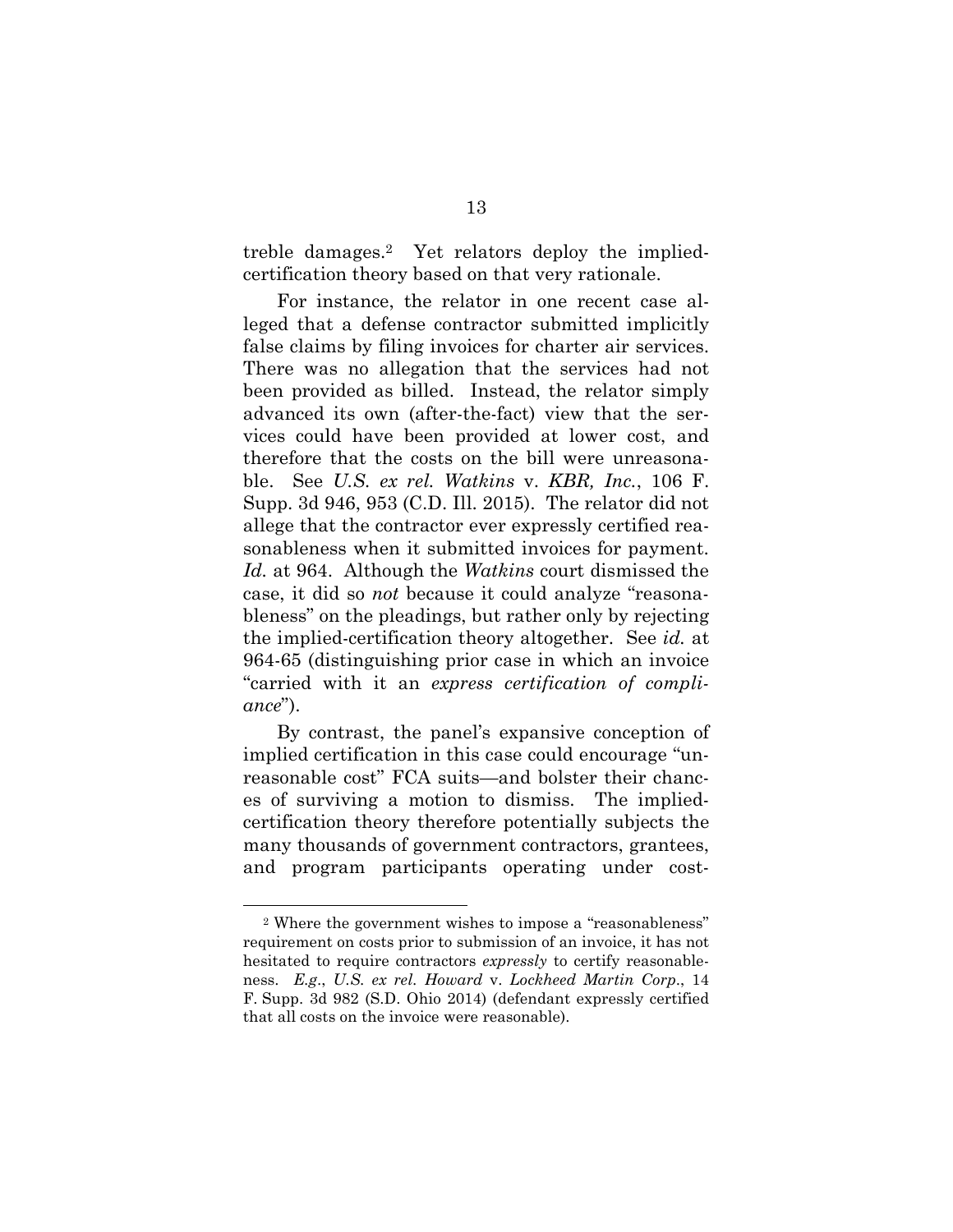treble damages.[2] Yet relators deploy the implied-certification theory based on that very rationale.

For instance, the relator in one recent case alleged that a defense contractor submitted implicitly false claims by filing invoices for charter air services. There was no allegation that the services had not been provided as billed. Instead, the relator simply advanced its own (after-the-fact) view that the services could have been provided at lower cost, and therefore that the costs on the bill were unreasonable. See *U.S. ex rel. Watkins* v. *KBR, Inc.*, 106 F. Supp. 3d 946, 953 (C.D. Ill. 2015). The relator did not allege that the contractor ever expressly certified reasonableness when it submitted invoices for payment. *Id.* at 964. Although the *Watkins* court dismissed the case, it did so *not* because it could analyze "reasonableness" on the pleadings, but rather only by rejecting the implied-certification theory altogether. See *id.* at 964-65 (distinguishing prior case in which an invoice "carried with it an *express certification of compliance*").

By contrast, the panel's expansive conception of implied certification in this case could encourage "unreasonable cost" FCA suits—and bolster their chances of surviving a motion to dismiss. The implied-certification theory therefore potentially subjects the many thousands of government contractors, grantees, and program participants operating under cost-

[2] Where the government wishes to impose a "reasonableness" requirement on costs prior to submission of an invoice, it has not hesitated to require contractors *expressly* to certify reasonableness. *E.g.*, *U.S. ex rel. Howard* v. *Lockheed Martin Corp.*, 14 F. Supp. 3d 982 (S.D. Ohio 2014) (defendant expressly certified that all costs on the invoice were reasonable).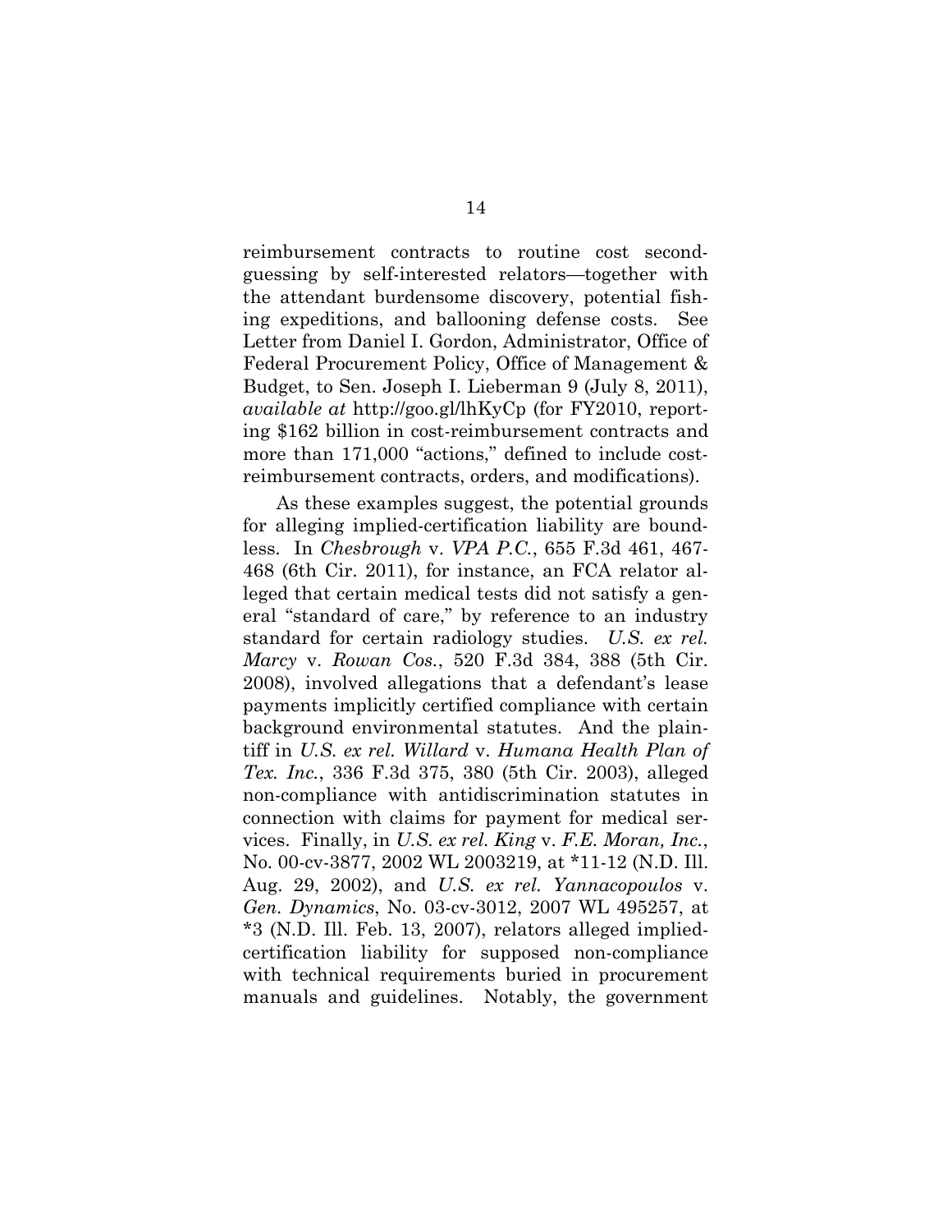reimbursement contracts to routine cost second-guessing by self-interested relators—together with the attendant burdensome discovery, potential fishing expeditions, and ballooning defense costs. See Letter from Daniel I. Gordon, Administrator, Office of Federal Procurement Policy, Office of Management & Budget, to Sen. Joseph I. Lieberman 9 (July 8, 2011), *available at* http://goo.gl/lhKyCp (for FY2010, reporting $162 billion in cost-reimbursement contracts and more than 171,000 "actions," defined to include cost-reimbursement contracts, orders, and modifications).

As these examples suggest, the potential grounds for alleging implied-certification liability are boundless. In *Chesbrough* v. *VPA P.C.*, 655 F.3d 461, 467-468 (6th Cir. 2011), for instance, an FCA relator alleged that certain medical tests did not satisfy a general "standard of care," by reference to an industry standard for certain radiology studies. *U.S. ex rel. Marcy* v. *Rowan Cos.*, 520 F.3d 384, 388 (5th Cir. 2008), involved allegations that a defendant's lease payments implicitly certified compliance with certain background environmental statutes. And the plaintiff in *U.S. ex rel. Willard* v. *Humana Health Plan of Tex. Inc.*, 336 F.3d 375, 380 (5th Cir. 2003), alleged non-compliance with antidiscrimination statutes in connection with claims for payment for medical services. Finally, in *U.S. ex rel. King* v. *F.E. Moran, Inc.*, No. 00-cv-3877, 2002 WL 2003219, at *11-12 (N.D. Ill. Aug. 29, 2002), and *U.S. ex rel. Yannacopoulos* v. *Gen. Dynamics*, No. 03-cv-3012, 2007 WL 495257, at *3 (N.D. Ill. Feb. 13, 2007), relators alleged implied-certification liability for supposed non-compliance with technical requirements buried in procurement manuals and guidelines. Notably, the government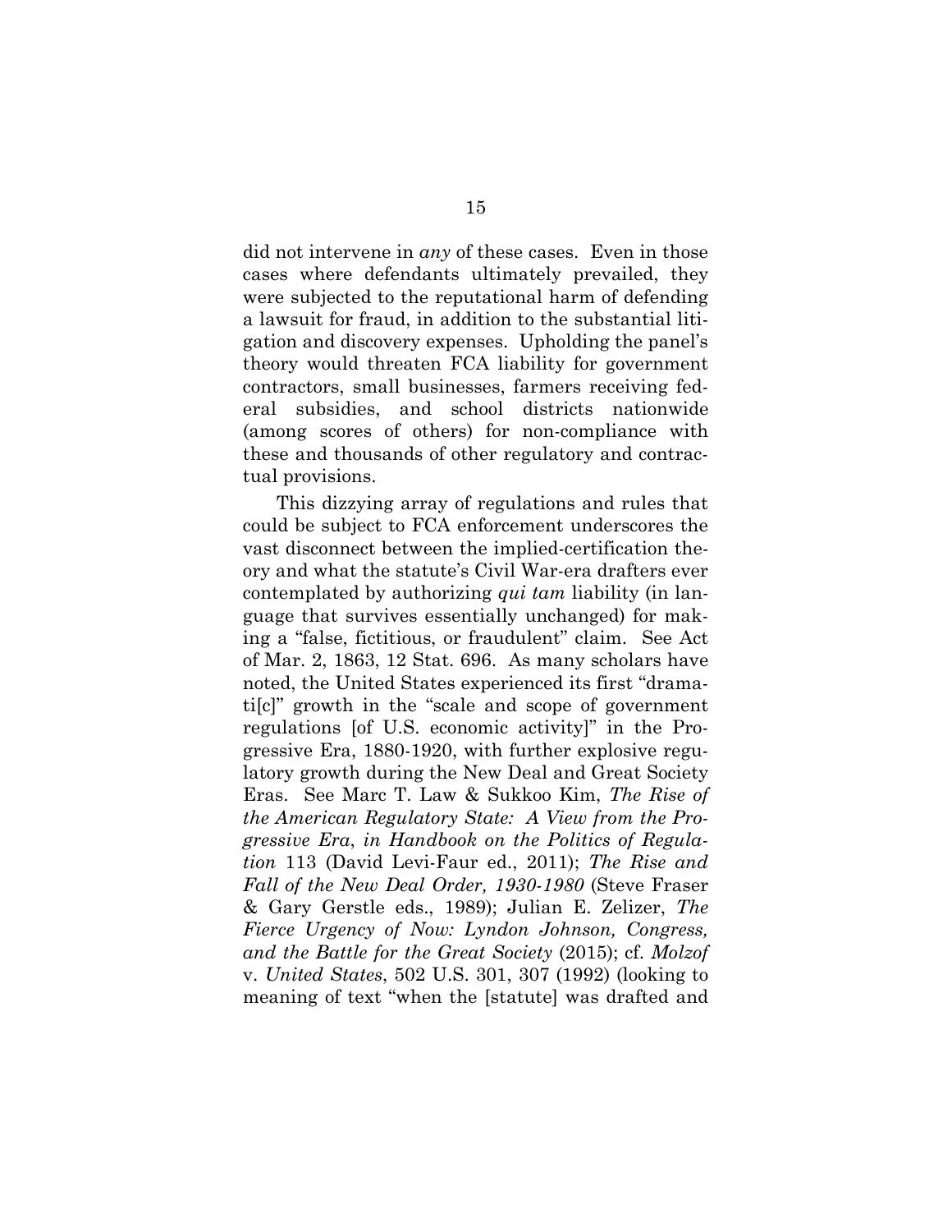did not intervene in *any* of these cases. Even in those cases where defendants ultimately prevailed, they were subjected to the reputational harm of defending a lawsuit for fraud, in addition to the substantial litigation and discovery expenses. Upholding the panel's theory would threaten FCA liability for government contractors, small businesses, farmers receiving federal subsidies, and school districts nationwide (among scores of others) for non-compliance with these and thousands of other regulatory and contractual provisions.

This dizzying array of regulations and rules that could be subject to FCA enforcement underscores the vast disconnect between the implied-certification theory and what the statute's Civil War-era drafters ever contemplated by authorizing *qui tam* liability (in language that survives essentially unchanged) for making a "false, fictitious, or fraudulent" claim. See Act of Mar. 2, 1863, 12 Stat. 696. As many scholars have noted, the United States experienced its first "dramati[c]" growth in the "scale and scope of government regulations [of U.S. economic activity]" in the Progressive Era, 1880-1920, with further explosive regulatory growth during the New Deal and Great Society Eras. See Marc T. Law & Sukkoo Kim, *The Rise of the American Regulatory State: A View from the Progressive Era*, *in Handbook on the Politics of Regulation* 113 (David Levi-Faur ed., 2011); *The Rise and Fall of the New Deal Order, 1930-1980* (Steve Fraser & Gary Gerstle eds., 1989); Julian E. Zelizer, *The Fierce Urgency of Now: Lyndon Johnson, Congress, and the Battle for the Great Society* (2015); cf. *Molzof* v. *United States*, 502 U.S. 301, 307 (1992) (looking to meaning of text "when the [statute] was drafted and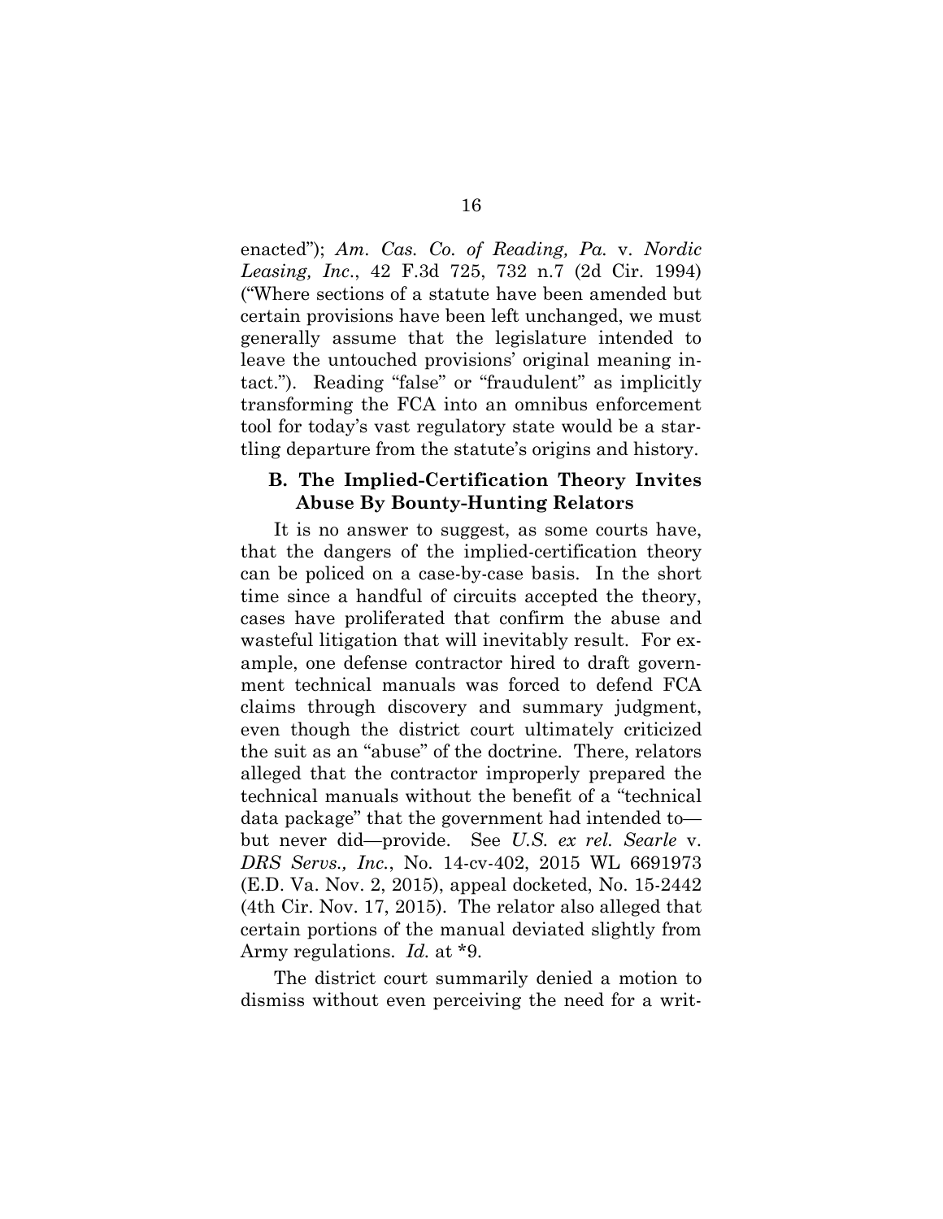enacted"); *Am. Cas. Co. of Reading, Pa.* v. *Nordic Leasing, Inc*., 42 F.3d 725, 732 n.7 (2d Cir. 1994) ("Where sections of a statute have been amended but certain provisions have been left unchanged, we must generally assume that the legislature intended to leave the untouched provisions' original meaning intact."). Reading "false" or "fraudulent" as implicitly transforming the FCA into an omnibus enforcement tool for today's vast regulatory state would be a startling departure from the statute's origins and history.

### B. The Implied-Certification Theory Invites Abuse By Bounty-Hunting Relators

It is no answer to suggest, as some courts have, that the dangers of the implied-certification theory can be policed on a case-by-case basis. In the short time since a handful of circuits accepted the theory, cases have proliferated that confirm the abuse and wasteful litigation that will inevitably result. For example, one defense contractor hired to draft government technical manuals was forced to defend FCA claims through discovery and summary judgment, even though the district court ultimately criticized the suit as an "abuse" of the doctrine. There, relators alleged that the contractor improperly prepared the technical manuals without the benefit of a "technical data package" that the government had intended to—but never did—provide. See *U.S. ex rel. Searle* v. *DRS Servs., Inc.*, No. 14-cv-402, 2015 WL 6691973 (E.D. Va. Nov. 2, 2015), appeal docketed, No. 15-2442 (4th Cir. Nov. 17, 2015). The relator also alleged that certain portions of the manual deviated slightly from Army regulations. *Id.* at *9.

The district court summarily denied a motion to dismiss without even perceiving the need for a writ-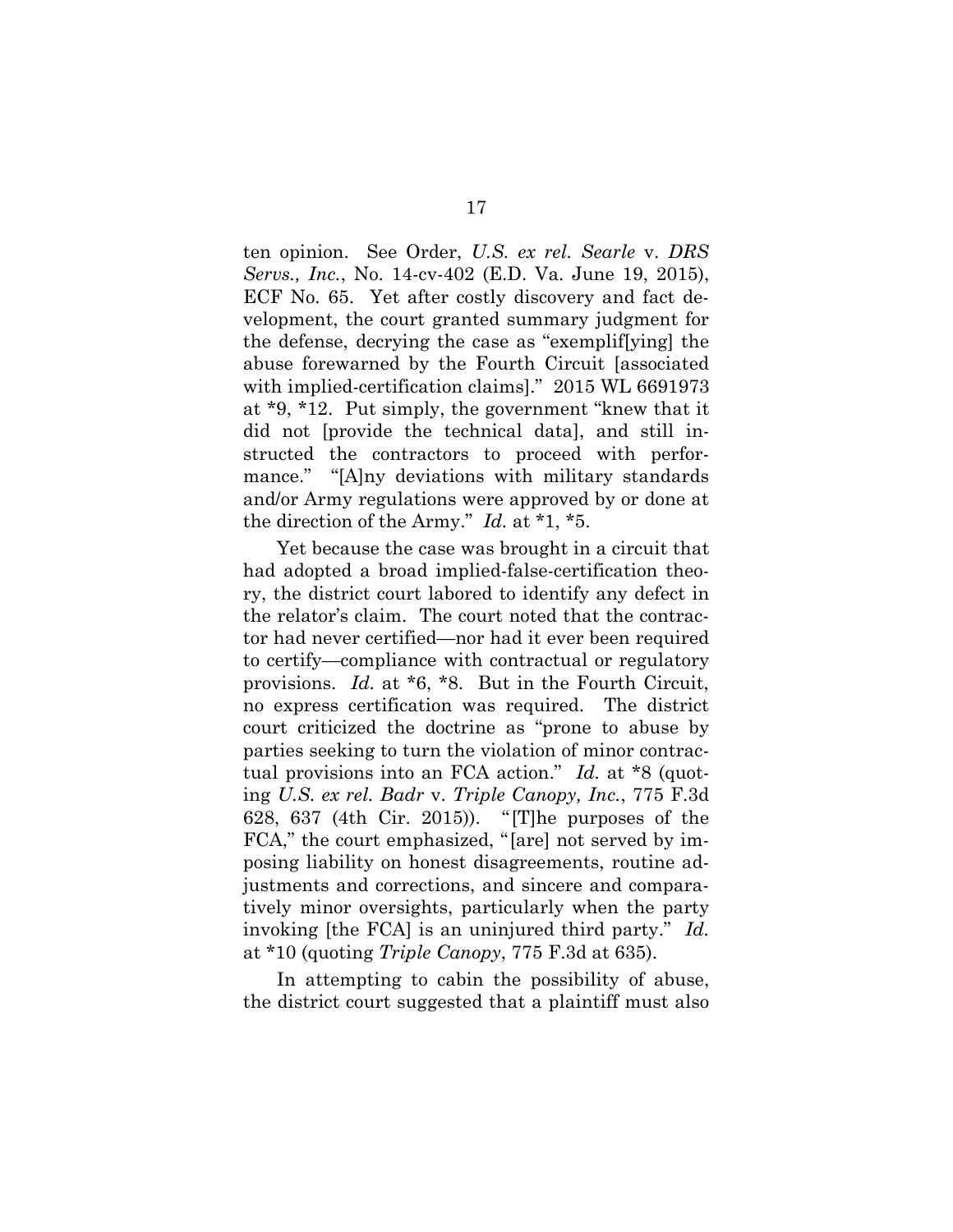ten opinion. See Order, *U.S. ex rel. Searle* v. *DRS Servs., Inc.*, No. 14-cv-402 (E.D. Va. June 19, 2015), ECF No. 65. Yet after costly discovery and fact development, the court granted summary judgment for the defense, decrying the case as "exemplif[ying] the abuse forewarned by the Fourth Circuit [associated with implied-certification claims]." 2015 WL 6691973 at *9, *12. Put simply, the government "knew that it did not [provide the technical data], and still instructed the contractors to proceed with performance." "[A]ny deviations with military standards and/or Army regulations were approved by or done at the direction of the Army." *Id.* at *1, *5.

Yet because the case was brought in a circuit that had adopted a broad implied-false-certification theory, the district court labored to identify any defect in the relator's claim. The court noted that the contractor had never certified—nor had it ever been required to certify—compliance with contractual or regulatory provisions. *Id.* at *6, *8. But in the Fourth Circuit, no express certification was required. The district court criticized the doctrine as "prone to abuse by parties seeking to turn the violation of minor contractual provisions into an FCA action." *Id.* at *8 (quoting *U.S. ex rel. Badr* v. *Triple Canopy, Inc.*, 775 F.3d 628, 637 (4th Cir. 2015)). "[T]he purposes of the FCA," the court emphasized, "[are] not served by imposing liability on honest disagreements, routine adjustments and corrections, and sincere and comparatively minor oversights, particularly when the party invoking [the FCA] is an uninjured third party." *Id.* at *10 (quoting *Triple Canopy*, 775 F.3d at 635).

In attempting to cabin the possibility of abuse, the district court suggested that a plaintiff must also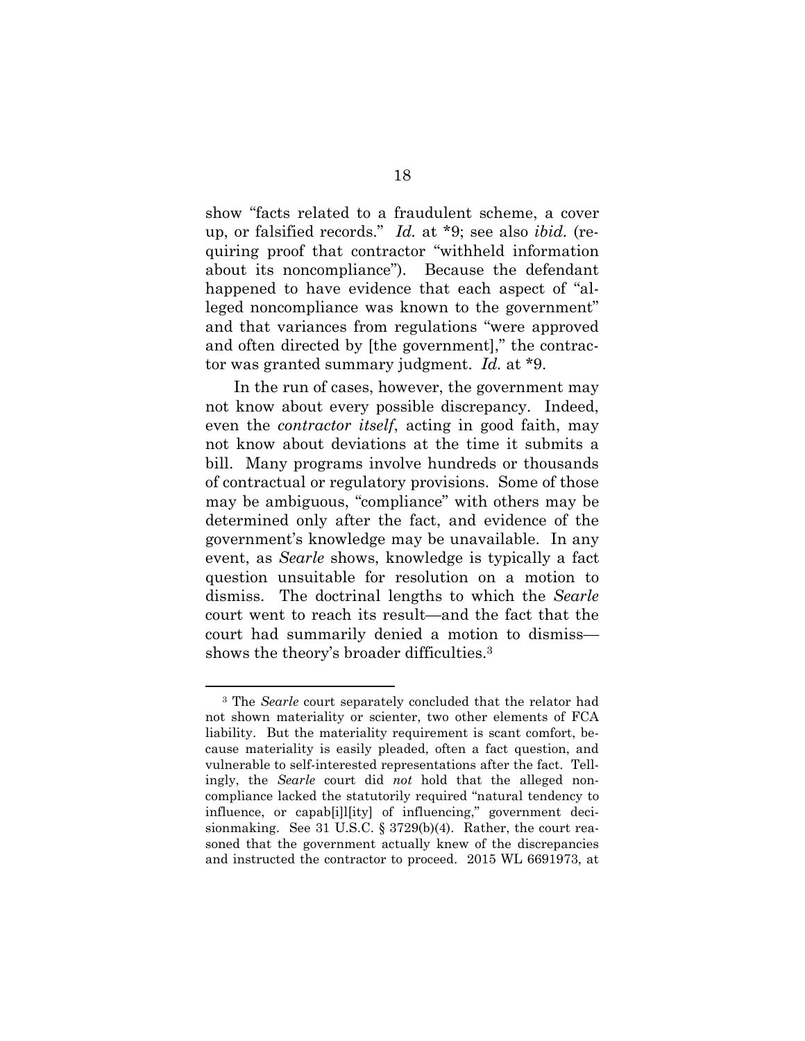show "facts related to a fraudulent scheme, a cover up, or falsified records." *Id.* at *9; see also *ibid.* (requiring proof that contractor "withheld information about its noncompliance"). Because the defendant happened to have evidence that each aspect of "alleged noncompliance was known to the government" and that variances from regulations "were approved and often directed by [the government]," the contractor was granted summary judgment. *Id.* at *9.

In the run of cases, however, the government may not know about every possible discrepancy. Indeed, even the *contractor itself*, acting in good faith, may not know about deviations at the time it submits a bill. Many programs involve hundreds or thousands of contractual or regulatory provisions. Some of those may be ambiguous, "compliance" with others may be determined only after the fact, and evidence of the government's knowledge may be unavailable. In any event, as *Searle* shows, knowledge is typically a fact question unsuitable for resolution on a motion to dismiss. The doctrinal lengths to which the *Searle* court went to reach its result—and the fact that the court had summarily denied a motion to dismiss—shows the theory's broader difficulties.[3]

---

[3] The *Searle* court separately concluded that the relator had not shown materiality or scienter, two other elements of FCA liability. But the materiality requirement is scant comfort, because materiality is easily pleaded, often a fact question, and vulnerable to self-interested representations after the fact. Tellingly, the *Searle* court did *not* hold that the alleged noncompliance lacked the statutorily required "natural tendency to influence, or capab[i]l[ity] of influencing," government decisionmaking. See 31 U.S.C. § 3729(b)(4). Rather, the court reasoned that the government actually knew of the discrepancies and instructed the contractor to proceed. 2015 WL 6691973, at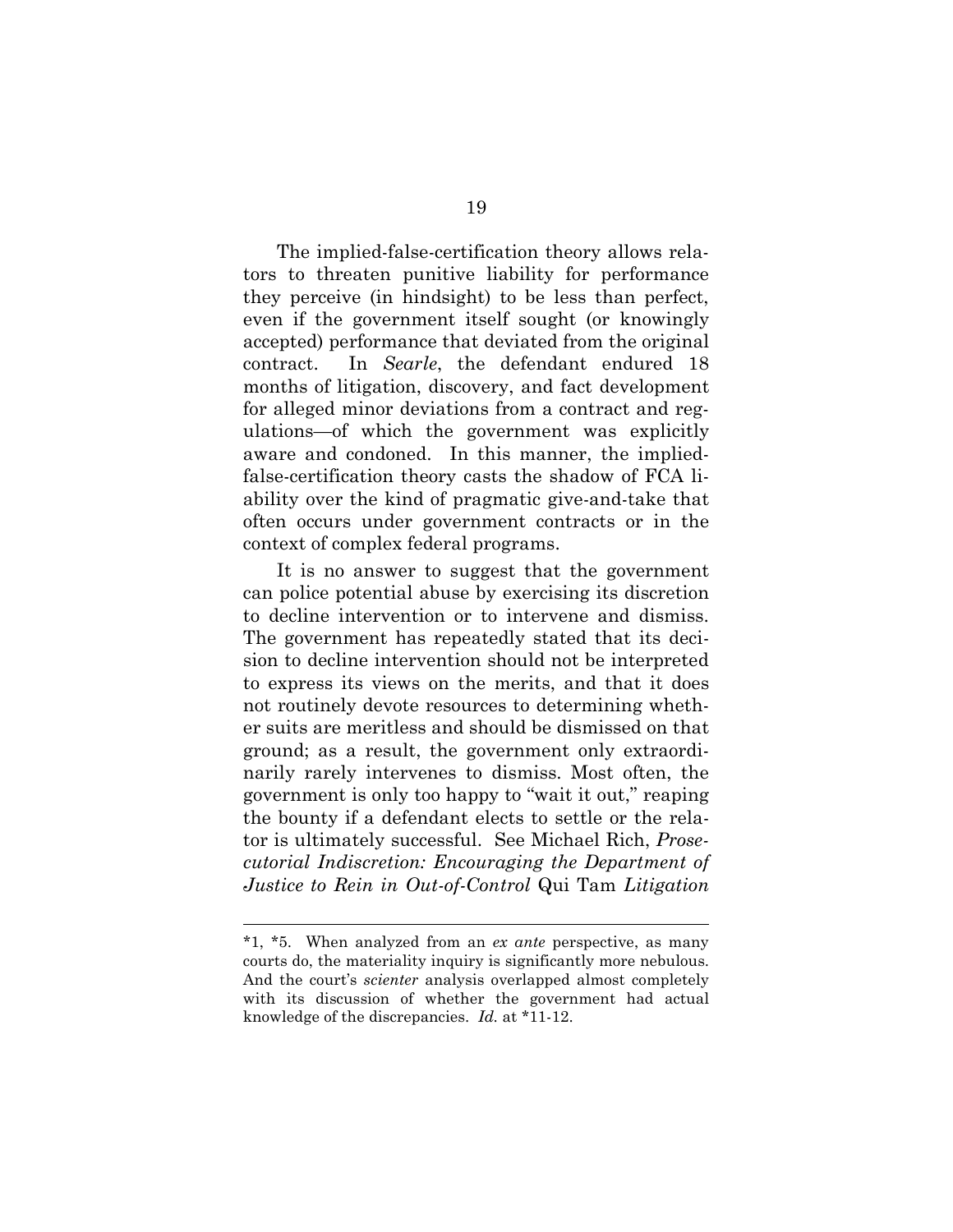The implied-false-certification theory allows relators to threaten punitive liability for performance they perceive (in hindsight) to be less than perfect, even if the government itself sought (or knowingly accepted) performance that deviated from the original contract. In *Searle*, the defendant endured 18 months of litigation, discovery, and fact development for alleged minor deviations from a contract and regulations—of which the government was explicitly aware and condoned. In this manner, the implied-false-certification theory casts the shadow of FCA liability over the kind of pragmatic give-and-take that often occurs under government contracts or in the context of complex federal programs.

It is no answer to suggest that the government can police potential abuse by exercising its discretion to decline intervention or to intervene and dismiss. The government has repeatedly stated that its decision to decline intervention should not be interpreted to express its views on the merits, and that it does not routinely devote resources to determining whether suits are meritless and should be dismissed on that ground; as a result, the government only extraordinarily rarely intervenes to dismiss. Most often, the government is only too happy to "wait it out," reaping the bounty if a defendant elects to settle or the relator is ultimately successful. See Michael Rich, *Prosecutorial Indiscretion: Encouraging the Department of Justice to Rein in Out-of-Control* Qui Tam *Litigation*

---

*1, *5. When analyzed from an *ex ante* perspective, as many courts do, the materiality inquiry is significantly more nebulous. And the court's *scienter* analysis overlapped almost completely with its discussion of whether the government had actual knowledge of the discrepancies. *Id.* at *11-12.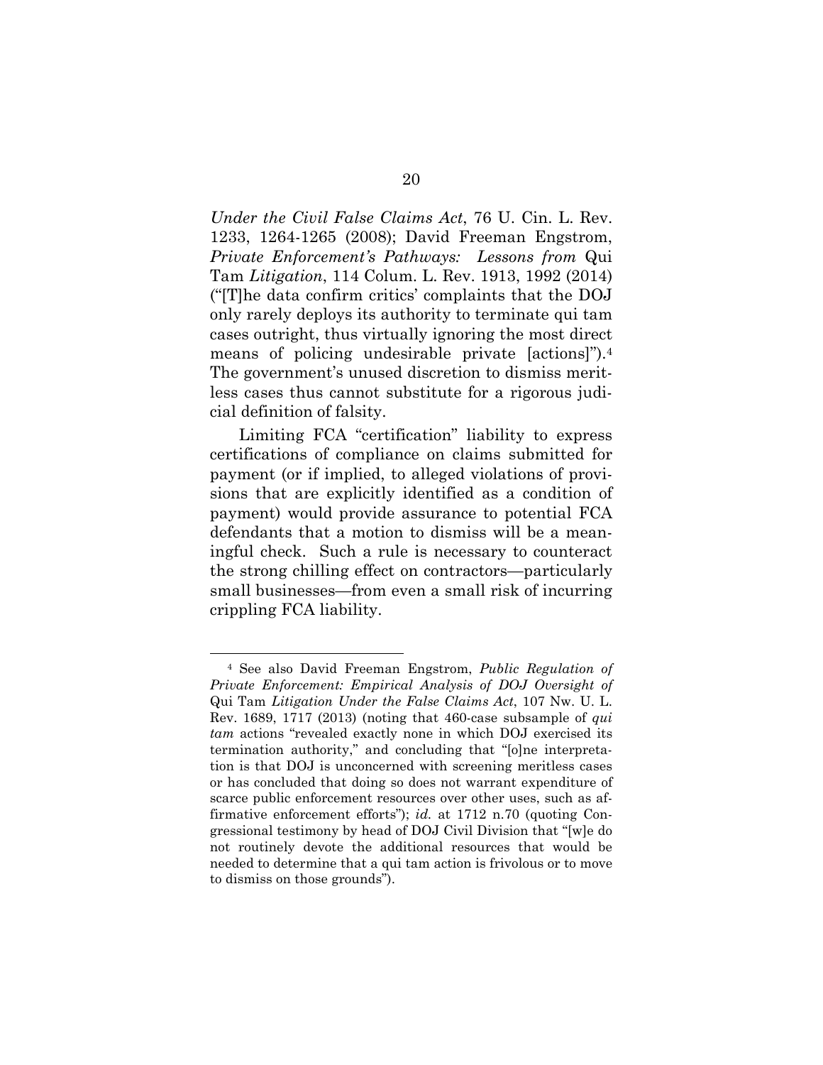*Under the Civil False Claims Act*, 76 U. Cin. L. Rev. 1233, 1264-1265 (2008); David Freeman Engstrom, *Private Enforcement's Pathways: Lessons from* Qui Tam *Litigation*, 114 Colum. L. Rev. 1913, 1992 (2014) ("[T]he data confirm critics' complaints that the DOJ only rarely deploys its authority to terminate qui tam cases outright, thus virtually ignoring the most direct means of policing undesirable private [actions]").[4] The government's unused discretion to dismiss meritless cases thus cannot substitute for a rigorous judicial definition of falsity.

Limiting FCA "certification" liability to express certifications of compliance on claims submitted for payment (or if implied, to alleged violations of provisions that are explicitly identified as a condition of payment) would provide assurance to potential FCA defendants that a motion to dismiss will be a meaningful check. Such a rule is necessary to counteract the strong chilling effect on contractors—particularly small businesses—from even a small risk of incurring crippling FCA liability.

---

[4] See also David Freeman Engstrom, *Public Regulation of Private Enforcement: Empirical Analysis of DOJ Oversight of* Qui Tam *Litigation Under the False Claims Act*, 107 Nw. U. L. Rev. 1689, 1717 (2013) (noting that 460-case subsample of *qui tam* actions "revealed exactly none in which DOJ exercised its termination authority," and concluding that "[o]ne interpretation is that DOJ is unconcerned with screening meritless cases or has concluded that doing so does not warrant expenditure of scarce public enforcement resources over other uses, such as affirmative enforcement efforts"); *id.* at 1712 n.70 (quoting Congressional testimony by head of DOJ Civil Division that "[w]e do not routinely devote the additional resources that would be needed to determine that a qui tam action is frivolous or to move to dismiss on those grounds").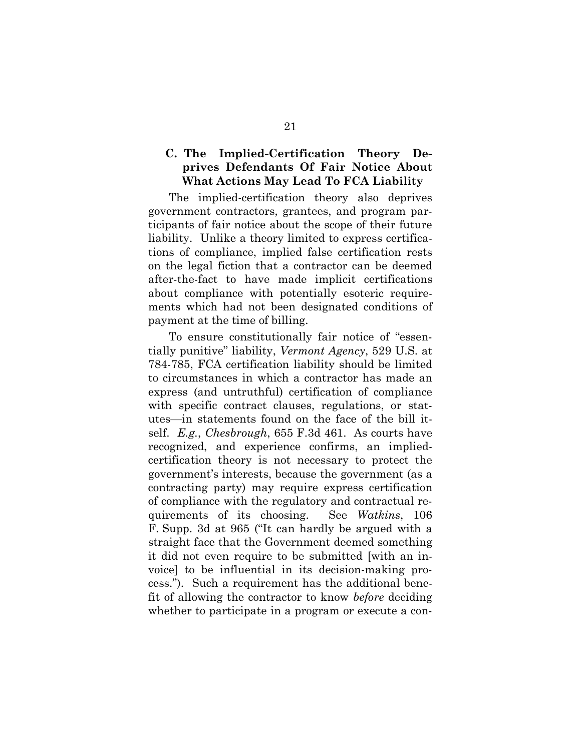### C. The Implied-Certification Theory Deprives Defendants Of Fair Notice About What Actions May Lead To FCA Liability

The implied-certification theory also deprives government contractors, grantees, and program participants of fair notice about the scope of their future liability. Unlike a theory limited to express certifications of compliance, implied false certification rests on the legal fiction that a contractor can be deemed after-the-fact to have made implicit certifications about compliance with potentially esoteric requirements which had not been designated conditions of payment at the time of billing.

To ensure constitutionally fair notice of "essentially punitive" liability, *Vermont Agency*, 529 U.S. at 784-785, FCA certification liability should be limited to circumstances in which a contractor has made an express (and untruthful) certification of compliance with specific contract clauses, regulations, or statutes—in statements found on the face of the bill itself. *E.g.*, *Chesbrough*, 655 F.3d 461. As courts have recognized, and experience confirms, an implied-certification theory is not necessary to protect the government's interests, because the government (as a contracting party) may require express certification of compliance with the regulatory and contractual requirements of its choosing. See *Watkins*, 106 F. Supp. 3d at 965 ("It can hardly be argued with a straight face that the Government deemed something it did not even require to be submitted [with an invoice] to be influential in its decision-making process."). Such a requirement has the additional benefit of allowing the contractor to know *before* deciding whether to participate in a program or execute a con-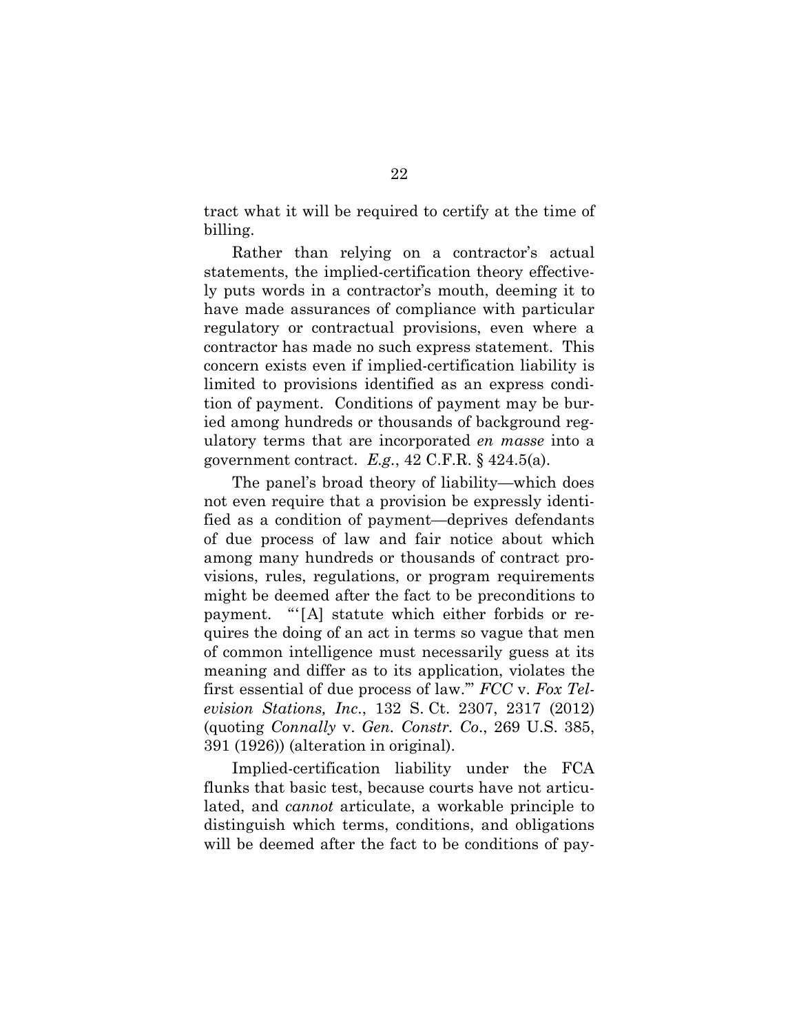tract what it will be required to certify at the time of billing.

Rather than relying on a contractor's actual statements, the implied-certification theory effectively puts words in a contractor's mouth, deeming it to have made assurances of compliance with particular regulatory or contractual provisions, even where a contractor has made no such express statement. This concern exists even if implied-certification liability is limited to provisions identified as an express condition of payment. Conditions of payment may be buried among hundreds or thousands of background regulatory terms that are incorporated *en masse* into a government contract. *E.g.*, 42 C.F.R. § 424.5(a).

The panel's broad theory of liability—which does not even require that a provision be expressly identified as a condition of payment—deprives defendants of due process of law and fair notice about which among many hundreds or thousands of contract provisions, rules, regulations, or program requirements might be deemed after the fact to be preconditions to payment. "'[A] statute which either forbids or requires the doing of an act in terms so vague that men of common intelligence must necessarily guess at its meaning and differ as to its application, violates the first essential of due process of law.'" *FCC* v. *Fox Television Stations, Inc.*, 132 S. Ct. 2307, 2317 (2012) (quoting *Connally* v. *Gen. Constr. Co*., 269 U.S. 385, 391 (1926)) (alteration in original).

Implied-certification liability under the FCA flunks that basic test, because courts have not articulated, and *cannot* articulate, a workable principle to distinguish which terms, conditions, and obligations will be deemed after the fact to be conditions of pay-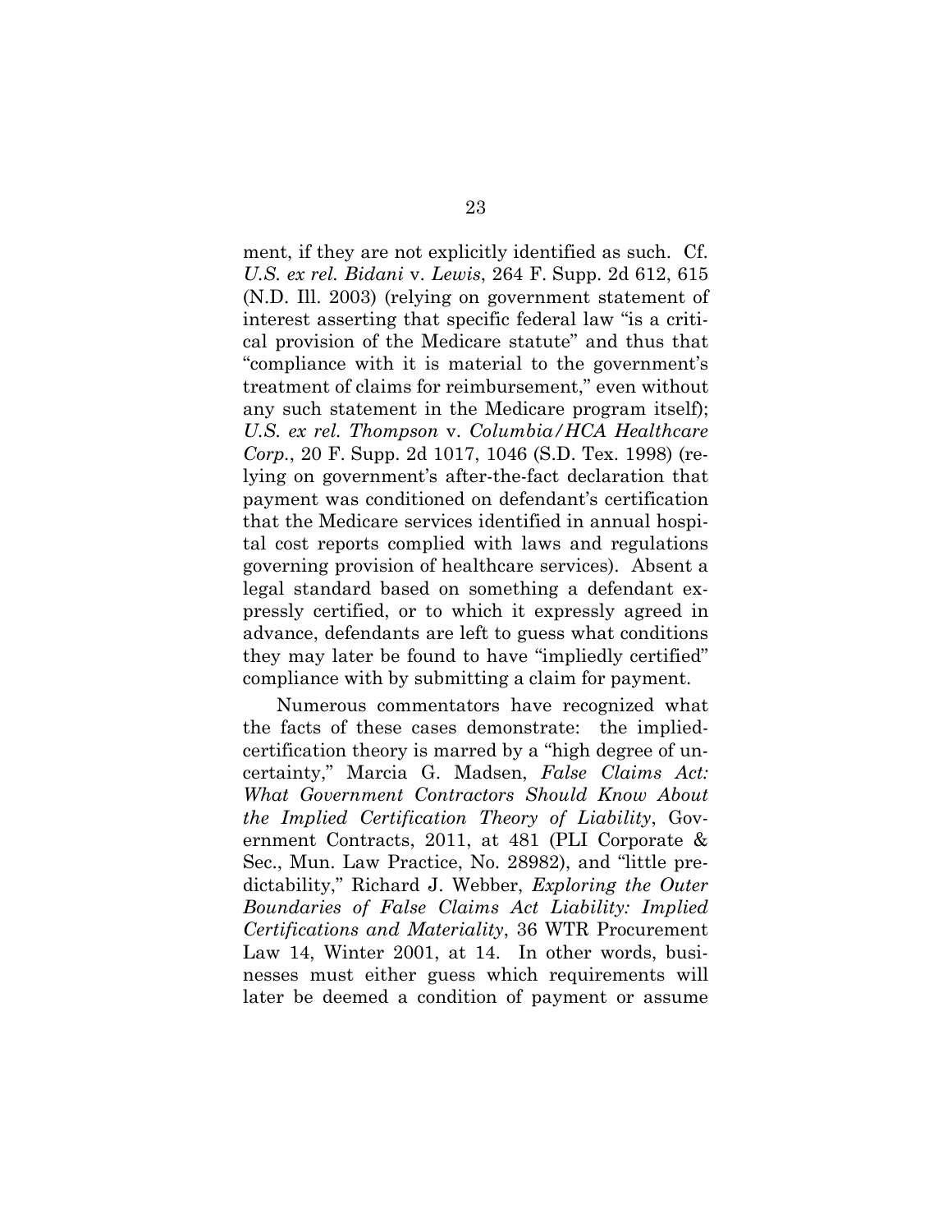ment, if they are not explicitly identified as such. Cf. *U.S. ex rel. Bidani* v. *Lewis*, 264 F. Supp. 2d 612, 615 (N.D. Ill. 2003) (relying on government statement of interest asserting that specific federal law "is a critical provision of the Medicare statute" and thus that "compliance with it is material to the government's treatment of claims for reimbursement," even without any such statement in the Medicare program itself); *U.S. ex rel. Thompson* v. *Columbia/HCA Healthcare Corp.*, 20 F. Supp. 2d 1017, 1046 (S.D. Tex. 1998) (relying on government's after-the-fact declaration that payment was conditioned on defendant's certification that the Medicare services identified in annual hospital cost reports complied with laws and regulations governing provision of healthcare services). Absent a legal standard based on something a defendant expressly certified, or to which it expressly agreed in advance, defendants are left to guess what conditions they may later be found to have "impliedly certified" compliance with by submitting a claim for payment.

Numerous commentators have recognized what the facts of these cases demonstrate: the implied-certification theory is marred by a "high degree of uncertainty," Marcia G. Madsen, *False Claims Act: What Government Contractors Should Know About the Implied Certification Theory of Liability*, Government Contracts, 2011, at 481 (PLI Corporate & Sec., Mun. Law Practice, No. 28982), and "little predictability," Richard J. Webber, *Exploring the Outer Boundaries of False Claims Act Liability: Implied Certifications and Materiality*, 36 WTR Procurement Law 14, Winter 2001, at 14. In other words, businesses must either guess which requirements will later be deemed a condition of payment or assume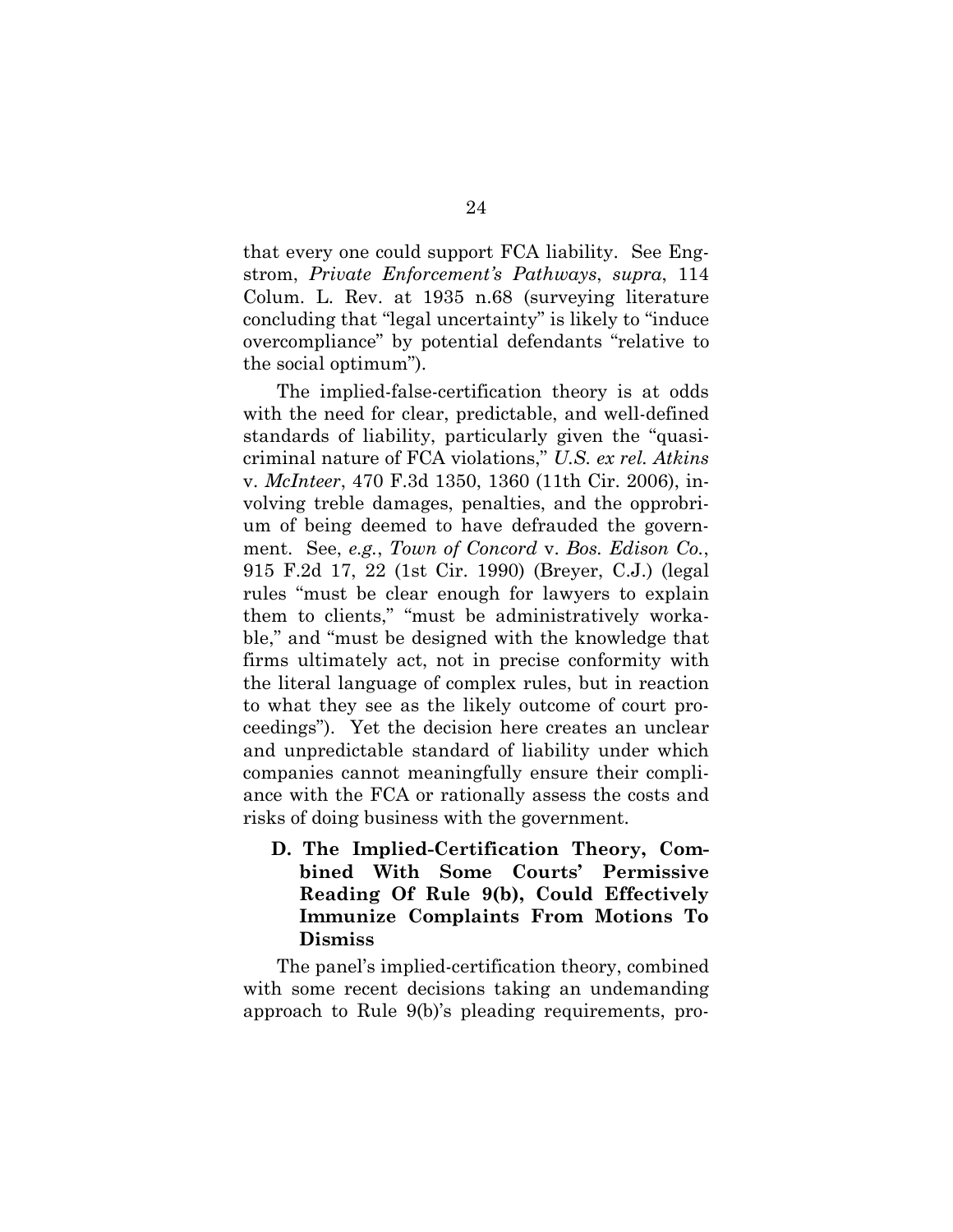that every one could support FCA liability. See Engstrom, *Private Enforcement's Pathways*, *supra*, 114 Colum. L. Rev. at 1935 n.68 (surveying literature concluding that "legal uncertainty" is likely to "induce overcompliance" by potential defendants "relative to the social optimum").

The implied-false-certification theory is at odds with the need for clear, predictable, and well-defined standards of liability, particularly given the "quasi-criminal nature of FCA violations," *U.S. ex rel. Atkins* v. *McInteer*, 470 F.3d 1350, 1360 (11th Cir. 2006), involving treble damages, penalties, and the opprobrium of being deemed to have defrauded the government. See, *e.g.*, *Town of Concord* v. *Bos. Edison Co.*, 915 F.2d 17, 22 (1st Cir. 1990) (Breyer, C.J.) (legal rules "must be clear enough for lawyers to explain them to clients," "must be administratively workable," and "must be designed with the knowledge that firms ultimately act, not in precise conformity with the literal language of complex rules, but in reaction to what they see as the likely outcome of court proceedings"). Yet the decision here creates an unclear and unpredictable standard of liability under which companies cannot meaningfully ensure their compliance with the FCA or rationally assess the costs and risks of doing business with the government.

### D. The Implied-Certification Theory, Combined With Some Courts' Permissive Reading Of Rule 9(b), Could Effectively Immunize Complaints From Motions To Dismiss

The panel's implied-certification theory, combined with some recent decisions taking an undemanding approach to Rule 9(b)'s pleading requirements, pro-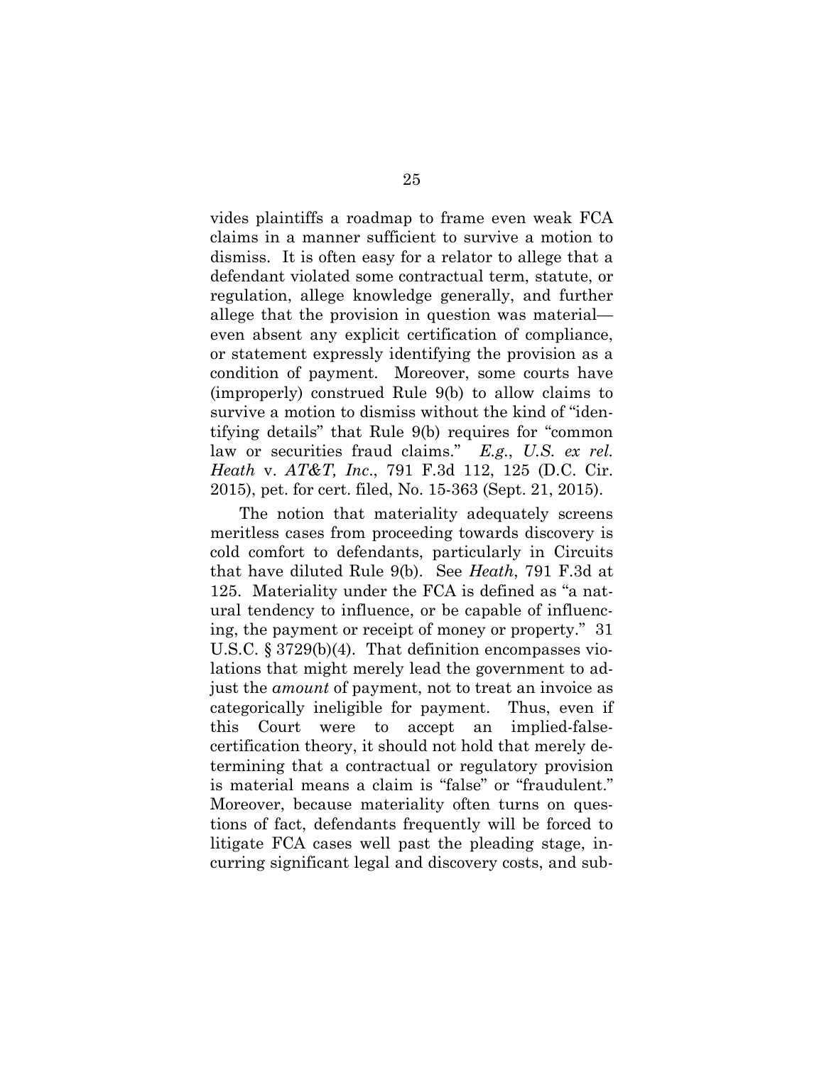vides plaintiffs a roadmap to frame even weak FCA claims in a manner sufficient to survive a motion to dismiss. It is often easy for a relator to allege that a defendant violated some contractual term, statute, or regulation, allege knowledge generally, and further allege that the provision in question was material—even absent any explicit certification of compliance, or statement expressly identifying the provision as a condition of payment. Moreover, some courts have (improperly) construed Rule 9(b) to allow claims to survive a motion to dismiss without the kind of "identifying details" that Rule 9(b) requires for "common law or securities fraud claims." *E.g.*, *U.S. ex rel. Heath* v. *AT&T, Inc.*, 791 F.3d 112, 125 (D.C. Cir. 2015), pet. for cert. filed, No. 15-363 (Sept. 21, 2015).

The notion that materiality adequately screens meritless cases from proceeding towards discovery is cold comfort to defendants, particularly in Circuits that have diluted Rule 9(b). See *Heath*, 791 F.3d at 125. Materiality under the FCA is defined as "a natural tendency to influence, or be capable of influencing, the payment or receipt of money or property." 31 U.S.C. § 3729(b)(4). That definition encompasses violations that might merely lead the government to adjust the *amount* of payment, not to treat an invoice as categorically ineligible for payment. Thus, even if this Court were to accept an implied-false-certification theory, it should not hold that merely determining that a contractual or regulatory provision is material means a claim is "false" or "fraudulent." Moreover, because materiality often turns on questions of fact, defendants frequently will be forced to litigate FCA cases well past the pleading stage, incurring significant legal and discovery costs, and sub-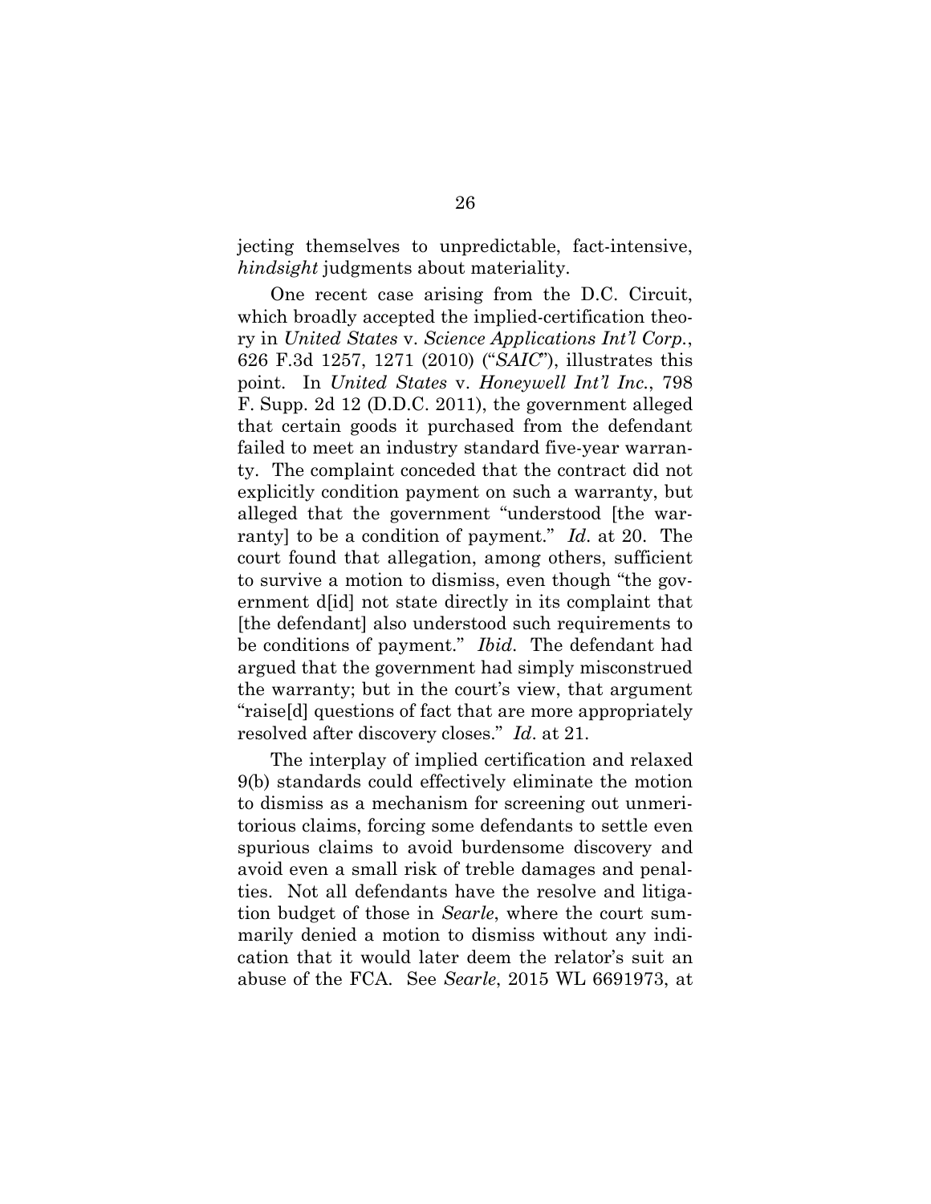jecting themselves to unpredictable, fact-intensive, *hindsight* judgments about materiality.

One recent case arising from the D.C. Circuit, which broadly accepted the implied-certification theory in *United States* v. *Science Applications Int'l Corp.*, 626 F.3d 1257, 1271 (2010) ("*SAIC*"), illustrates this point. In *United States* v. *Honeywell Int'l Inc.*, 798 F. Supp. 2d 12 (D.D.C. 2011), the government alleged that certain goods it purchased from the defendant failed to meet an industry standard five-year warranty. The complaint conceded that the contract did not explicitly condition payment on such a warranty, but alleged that the government "understood [the warranty] to be a condition of payment." *Id*. at 20. The court found that allegation, among others, sufficient to survive a motion to dismiss, even though "the government d[id] not state directly in its complaint that [the defendant] also understood such requirements to be conditions of payment." *Ibid*. The defendant had argued that the government had simply misconstrued the warranty; but in the court's view, that argument "raise[d] questions of fact that are more appropriately resolved after discovery closes." *Id*. at 21.

The interplay of implied certification and relaxed 9(b) standards could effectively eliminate the motion to dismiss as a mechanism for screening out unmeritorious claims, forcing some defendants to settle even spurious claims to avoid burdensome discovery and avoid even a small risk of treble damages and penalties. Not all defendants have the resolve and litigation budget of those in *Searle*, where the court summarily denied a motion to dismiss without any indication that it would later deem the relator's suit an abuse of the FCA. See *Searle*, 2015 WL 6691973, at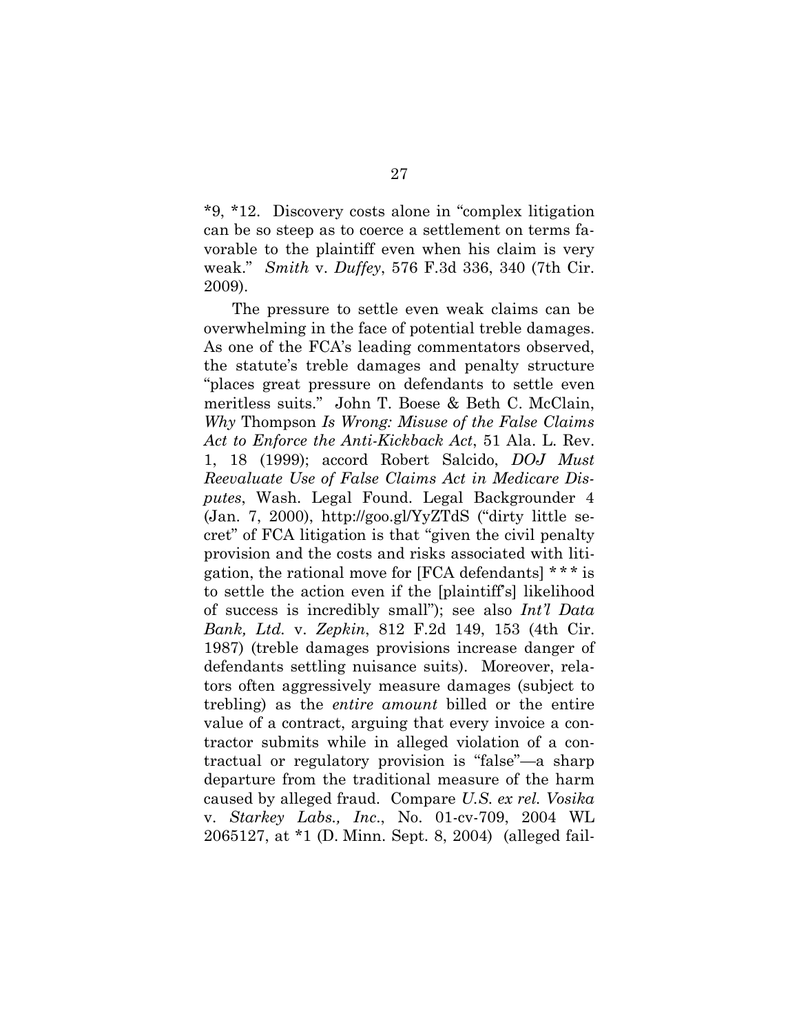*9, *12. Discovery costs alone in "complex litigation can be so steep as to coerce a settlement on terms favorable to the plaintiff even when his claim is very weak." *Smith* v. *Duffey*, 576 F.3d 336, 340 (7th Cir. 2009).

The pressure to settle even weak claims can be overwhelming in the face of potential treble damages. As one of the FCA's leading commentators observed, the statute's treble damages and penalty structure "places great pressure on defendants to settle even meritless suits." John T. Boese & Beth C. McClain, *Why* Thompson *Is Wrong: Misuse of the False Claims Act to Enforce the Anti-Kickback Act*, 51 Ala. L. Rev. 1, 18 (1999); accord Robert Salcido, *DOJ Must Reevaluate Use of False Claims Act in Medicare Disputes*, Wash. Legal Found. Legal Backgrounder 4 (Jan. 7, 2000), http://goo.gl/YyZTdS ("dirty little secret" of FCA litigation is that "given the civil penalty provision and the costs and risks associated with litigation, the rational move for [FCA defendants] * * * is to settle the action even if the [plaintiff's] likelihood of success is incredibly small"); see also *Int'l Data Bank, Ltd.* v. *Zepkin*, 812 F.2d 149, 153 (4th Cir. 1987) (treble damages provisions increase danger of defendants settling nuisance suits). Moreover, relators often aggressively measure damages (subject to trebling) as the *entire amount* billed or the entire value of a contract, arguing that every invoice a contractor submits while in alleged violation of a contractual or regulatory provision is "false"—a sharp departure from the traditional measure of the harm caused by alleged fraud. Compare *U.S. ex rel. Vosika* v. *Starkey Labs., Inc.*, No. 01-cv-709, 2004 WL 2065127, at *1 (D. Minn. Sept. 8, 2004) (alleged fail-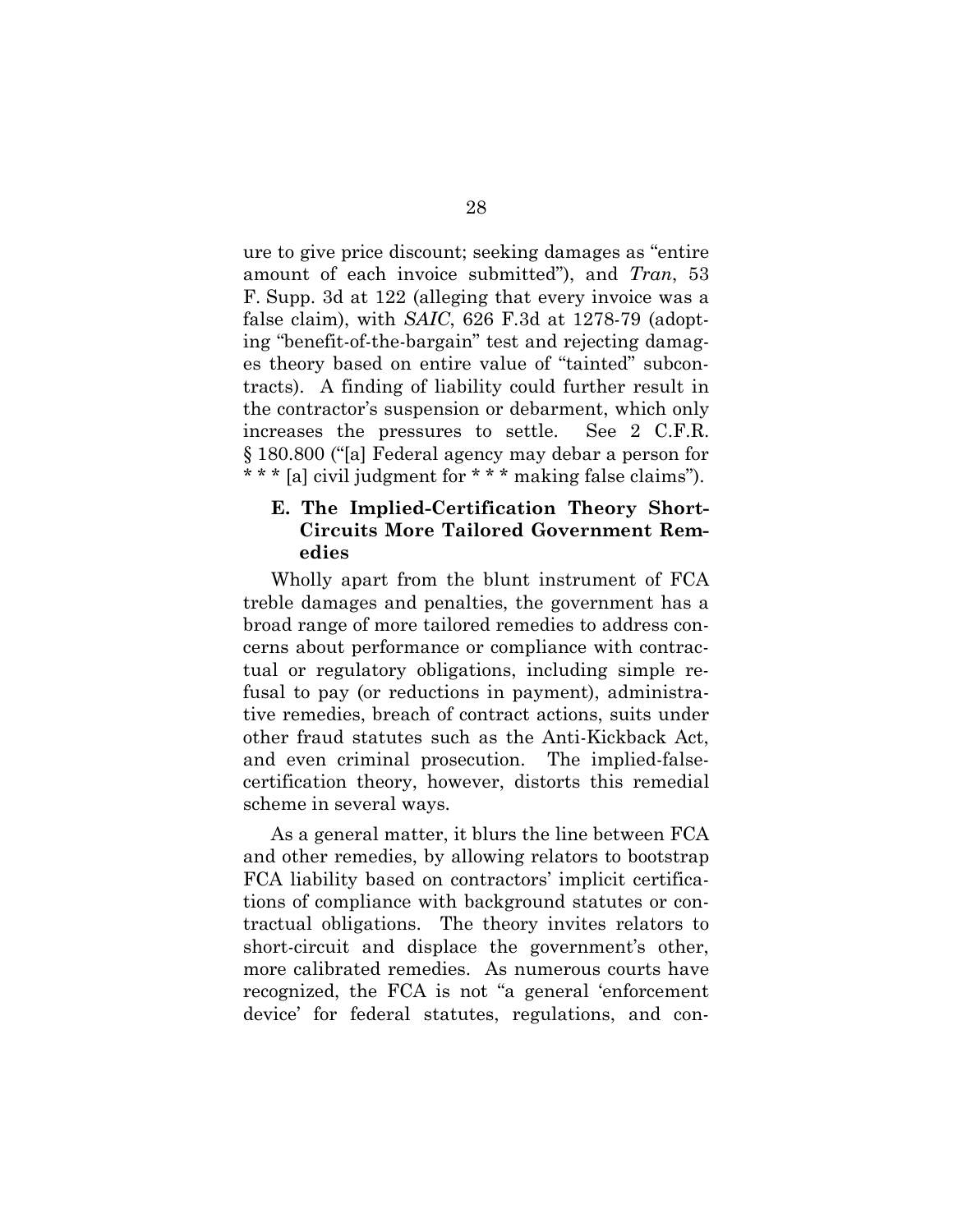ure to give price discount; seeking damages as "entire amount of each invoice submitted"), and *Tran*, 53 F. Supp. 3d at 122 (alleging that every invoice was a false claim), with *SAIC*, 626 F.3d at 1278-79 (adopting "benefit-of-the-bargain" test and rejecting damages theory based on entire value of "tainted" subcontracts). A finding of liability could further result in the contractor's suspension or debarment, which only increases the pressures to settle. See 2 C.F.R. § 180.800 ("[a] Federal agency may debar a person for * * * [a] civil judgment for * * * making false claims").

### E. The Implied-Certification Theory Short-Circuits More Tailored Government Remedies

Wholly apart from the blunt instrument of FCA treble damages and penalties, the government has a broad range of more tailored remedies to address concerns about performance or compliance with contractual or regulatory obligations, including simple refusal to pay (or reductions in payment), administrative remedies, breach of contract actions, suits under other fraud statutes such as the Anti-Kickback Act, and even criminal prosecution. The implied-false-certification theory, however, distorts this remedial scheme in several ways.

As a general matter, it blurs the line between FCA and other remedies, by allowing relators to bootstrap FCA liability based on contractors' implicit certifications of compliance with background statutes or contractual obligations. The theory invites relators to short-circuit and displace the government's other, more calibrated remedies. As numerous courts have recognized, the FCA is not "a general 'enforcement device' for federal statutes, regulations, and con-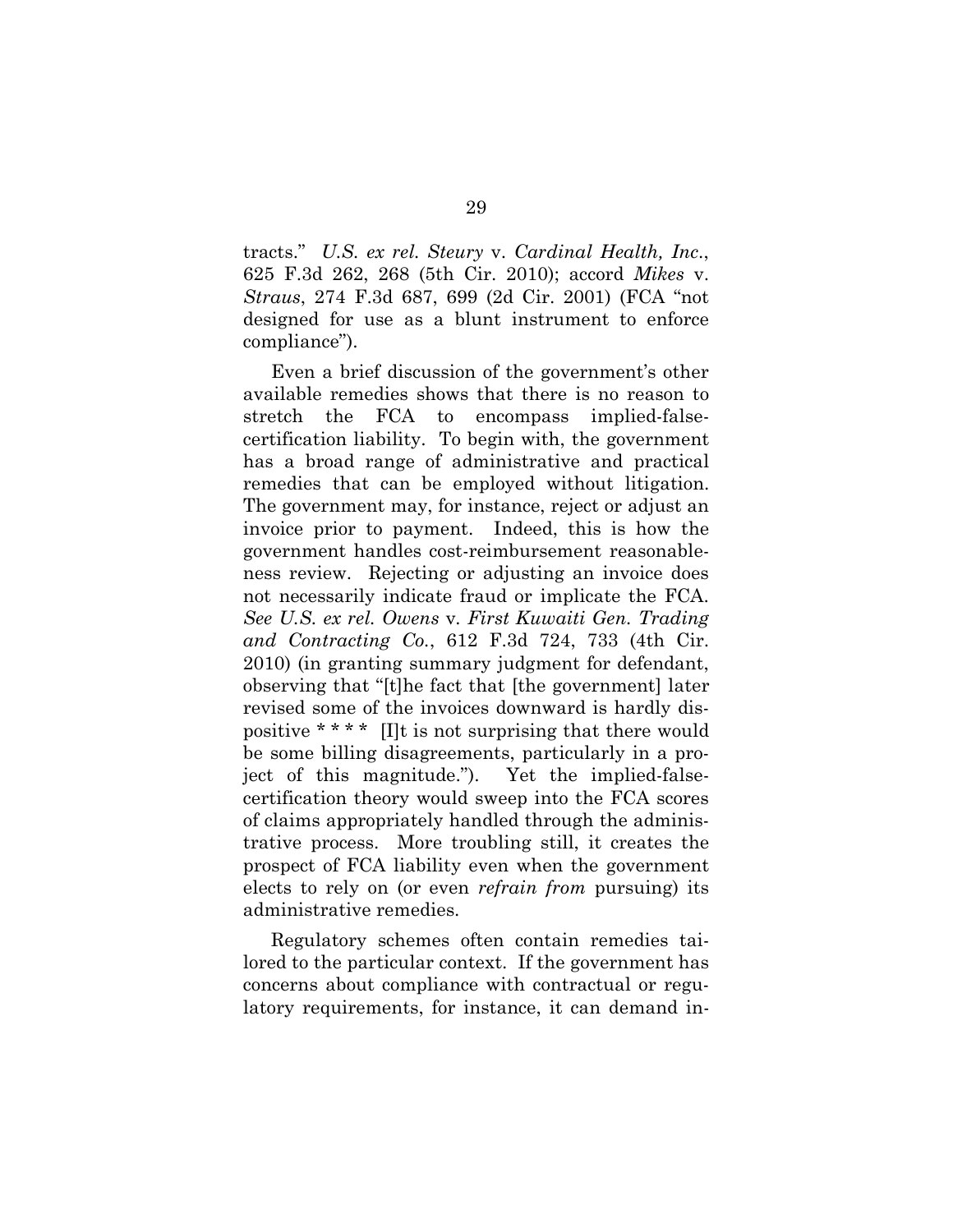tracts." *U.S. ex rel. Steury* v. *Cardinal Health, Inc.*, 625 F.3d 262, 268 (5th Cir. 2010); accord *Mikes* v. *Straus*, 274 F.3d 687, 699 (2d Cir. 2001) (FCA "not designed for use as a blunt instrument to enforce compliance").

Even a brief discussion of the government's other available remedies shows that there is no reason to stretch the FCA to encompass implied-false-certification liability. To begin with, the government has a broad range of administrative and practical remedies that can be employed without litigation. The government may, for instance, reject or adjust an invoice prior to payment. Indeed, this is how the government handles cost-reimbursement reasonableness review. Rejecting or adjusting an invoice does not necessarily indicate fraud or implicate the FCA. *See U.S. ex rel. Owens* v. *First Kuwaiti Gen. Trading and Contracting Co.*, 612 F.3d 724, 733 (4th Cir. 2010) (in granting summary judgment for defendant, observing that "[t]he fact that [the government] later revised some of the invoices downward is hardly dispositive * * * * [I]t is not surprising that there would be some billing disagreements, particularly in a project of this magnitude."). Yet the implied-false-certification theory would sweep into the FCA scores of claims appropriately handled through the administrative process. More troubling still, it creates the prospect of FCA liability even when the government elects to rely on (or even *refrain from* pursuing) its administrative remedies.

Regulatory schemes often contain remedies tailored to the particular context. If the government has concerns about compliance with contractual or regulatory requirements, for instance, it can demand in-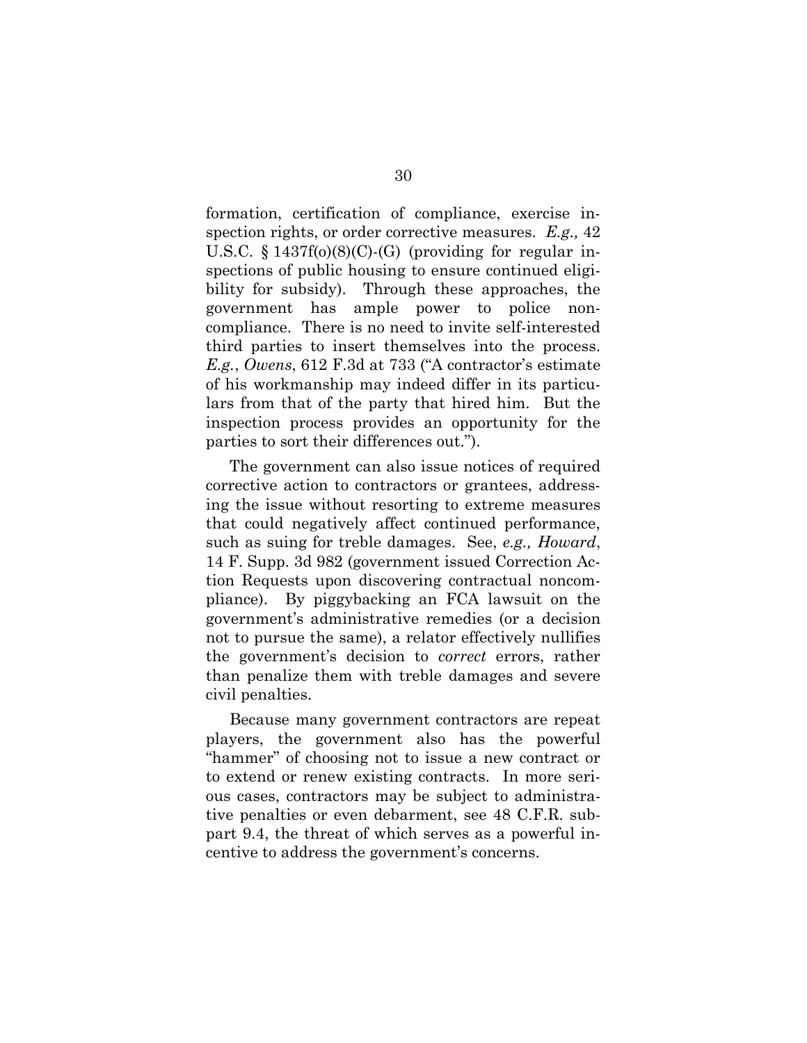formation, certification of compliance, exercise inspection rights, or order corrective measures. *E.g.,* 42 U.S.C. § 1437f(o)(8)(C)-(G) (providing for regular inspections of public housing to ensure continued eligibility for subsidy). Through these approaches, the government has ample power to police noncompliance. There is no need to invite self-interested third parties to insert themselves into the process. *E.g.*, *Owens*, 612 F.3d at 733 ("A contractor's estimate of his workmanship may indeed differ in its particulars from that of the party that hired him. But the inspection process provides an opportunity for the parties to sort their differences out.").

The government can also issue notices of required corrective action to contractors or grantees, addressing the issue without resorting to extreme measures that could negatively affect continued performance, such as suing for treble damages. See, *e.g., Howard*, 14 F. Supp. 3d 982 (government issued Correction Action Requests upon discovering contractual noncompliance). By piggybacking an FCA lawsuit on the government's administrative remedies (or a decision not to pursue the same), a relator effectively nullifies the government's decision to *correct* errors, rather than penalize them with treble damages and severe civil penalties.

Because many government contractors are repeat players, the government also has the powerful "hammer" of choosing not to issue a new contract or to extend or renew existing contracts. In more serious cases, contractors may be subject to administrative penalties or even debarment, see 48 C.F.R. subpart 9.4, the threat of which serves as a powerful incentive to address the government's concerns.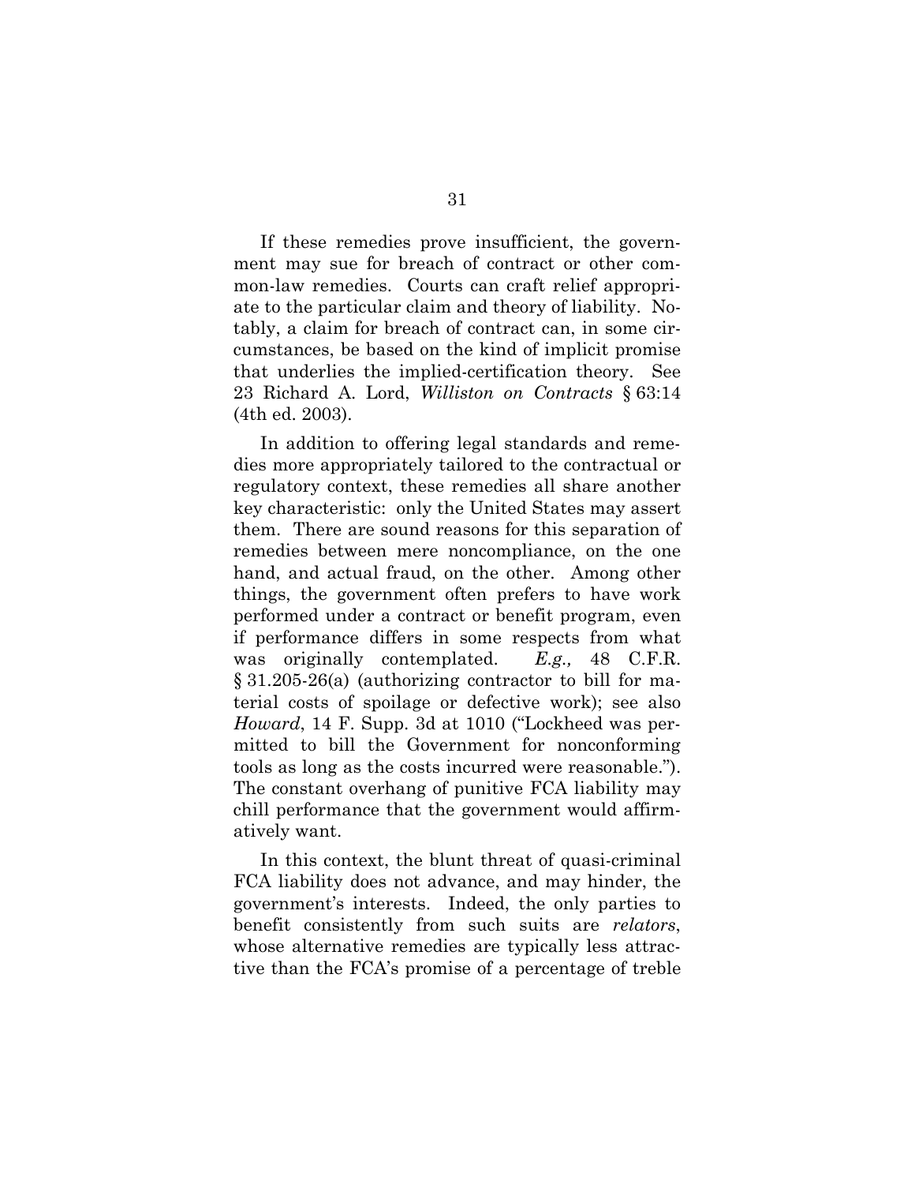If these remedies prove insufficient, the government may sue for breach of contract or other common-law remedies. Courts can craft relief appropriate to the particular claim and theory of liability. Notably, a claim for breach of contract can, in some circumstances, be based on the kind of implicit promise that underlies the implied-certification theory. See 23 Richard A. Lord, *Williston on Contracts* § 63:14 (4th ed. 2003).

In addition to offering legal standards and remedies more appropriately tailored to the contractual or regulatory context, these remedies all share another key characteristic: only the United States may assert them. There are sound reasons for this separation of remedies between mere noncompliance, on the one hand, and actual fraud, on the other. Among other things, the government often prefers to have work performed under a contract or benefit program, even if performance differs in some respects from what was originally contemplated. *E.g.,* 48 C.F.R. § 31.205-26(a) (authorizing contractor to bill for material costs of spoilage or defective work); see also *Howard*, 14 F. Supp. 3d at 1010 ("Lockheed was permitted to bill the Government for nonconforming tools as long as the costs incurred were reasonable."). The constant overhang of punitive FCA liability may chill performance that the government would affirmatively want.

In this context, the blunt threat of quasi-criminal FCA liability does not advance, and may hinder, the government's interests. Indeed, the only parties to benefit consistently from such suits are *relators*, whose alternative remedies are typically less attractive than the FCA's promise of a percentage of treble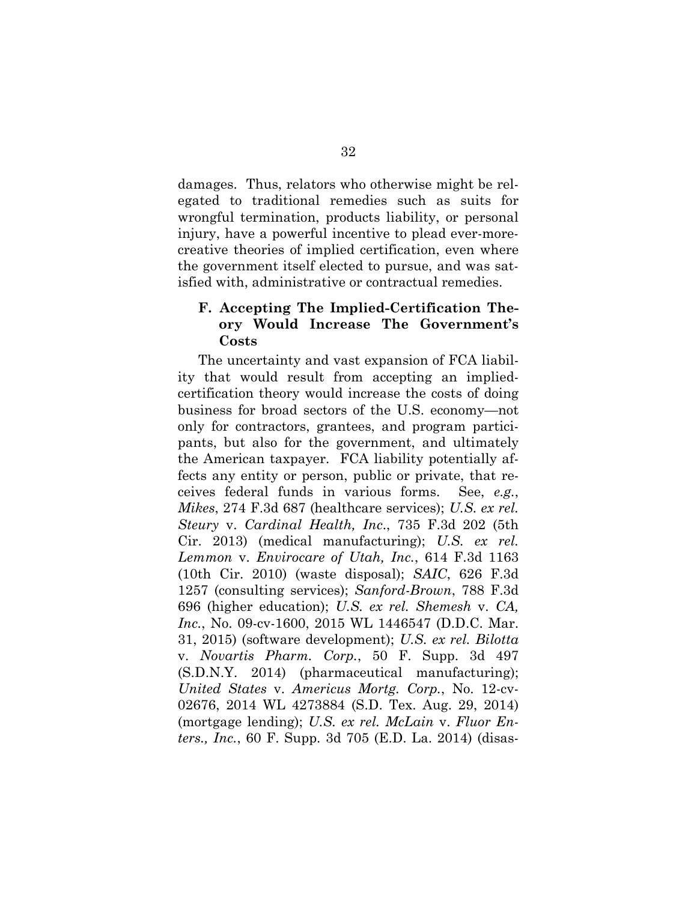damages. Thus, relators who otherwise might be relegated to traditional remedies such as suits for wrongful termination, products liability, or personal injury, have a powerful incentive to plead ever-more-creative theories of implied certification, even where the government itself elected to pursue, and was satisfied with, administrative or contractual remedies.

### F. Accepting The Implied-Certification Theory Would Increase The Government's Costs

The uncertainty and vast expansion of FCA liability that would result from accepting an implied-certification theory would increase the costs of doing business for broad sectors of the U.S. economy—not only for contractors, grantees, and program participants, but also for the government, and ultimately the American taxpayer. FCA liability potentially affects any entity or person, public or private, that receives federal funds in various forms. See, *e.g.*, *Mikes*, 274 F.3d 687 (healthcare services); *U.S. ex rel. Steury* v. *Cardinal Health, Inc*., 735 F.3d 202 (5th Cir. 2013) (medical manufacturing); *U.S. ex rel. Lemmon* v. *Envirocare of Utah, Inc.*, 614 F.3d 1163 (10th Cir. 2010) (waste disposal); *SAIC*, 626 F.3d 1257 (consulting services); *Sanford-Brown*, 788 F.3d 696 (higher education); *U.S. ex rel. Shemesh* v. *CA, Inc.*, No. 09-cv-1600, 2015 WL 1446547 (D.D.C. Mar. 31, 2015) (software development); *U.S. ex rel. Bilotta* v. *Novartis Pharm. Corp.*, 50 F. Supp. 3d 497 (S.D.N.Y. 2014) (pharmaceutical manufacturing); *United States* v. *Americus Mortg. Corp.*, No. 12-cv-02676, 2014 WL 4273884 (S.D. Tex. Aug. 29, 2014) (mortgage lending); *U.S. ex rel. McLain* v. *Fluor Enters., Inc.*, 60 F. Supp. 3d 705 (E.D. La. 2014) (disas-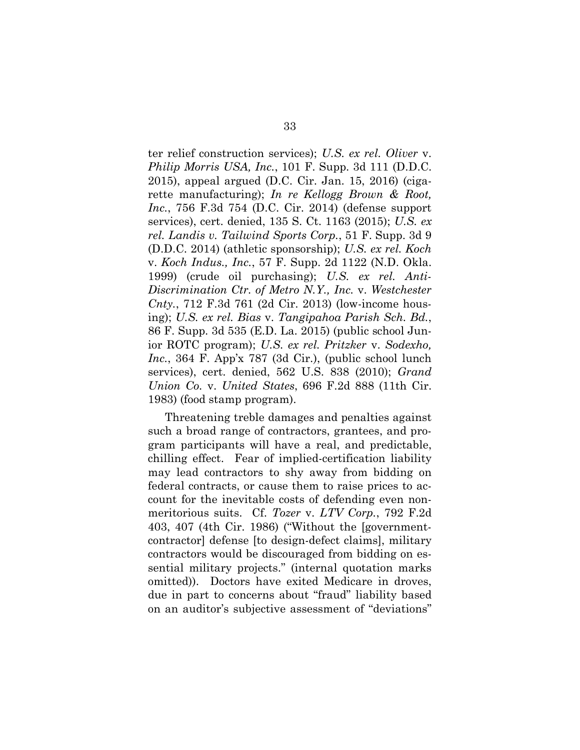ter relief construction services); *U.S. ex rel. Oliver* v. *Philip Morris USA, Inc.*, 101 F. Supp. 3d 111 (D.D.C. 2015), appeal argued (D.C. Cir. Jan. 15, 2016) (cigarette manufacturing); *In re Kellogg Brown & Root, Inc.*, 756 F.3d 754 (D.C. Cir. 2014) (defense support services), cert. denied, 135 S. Ct. 1163 (2015); *U.S. ex rel. Landis v. Tailwind Sports Corp.*, 51 F. Supp. 3d 9 (D.D.C. 2014) (athletic sponsorship); *U.S. ex rel. Koch* v. *Koch Indus., Inc.*, 57 F. Supp. 2d 1122 (N.D. Okla. 1999) (crude oil purchasing); *U.S. ex rel. Anti-Discrimination Ctr. of Metro N.Y., Inc.* v. *Westchester Cnty.*, 712 F.3d 761 (2d Cir. 2013) (low-income housing); *U.S. ex rel. Bias* v. *Tangipahoa Parish Sch. Bd.*, 86 F. Supp. 3d 535 (E.D. La. 2015) (public school Junior ROTC program); *U.S. ex rel. Pritzker* v. *Sodexho, Inc.*, 364 F. App'x 787 (3d Cir.), (public school lunch services), cert. denied, 562 U.S. 838 (2010); *Grand Union Co.* v. *United States*, 696 F.2d 888 (11th Cir. 1983) (food stamp program).

Threatening treble damages and penalties against such a broad range of contractors, grantees, and program participants will have a real, and predictable, chilling effect. Fear of implied-certification liability may lead contractors to shy away from bidding on federal contracts, or cause them to raise prices to account for the inevitable costs of defending even non-meritorious suits. Cf. *Tozer* v. *LTV Corp.*, 792 F.2d 403, 407 (4th Cir. 1986) ("Without the [government-contractor] defense [to design-defect claims], military contractors would be discouraged from bidding on essential military projects." (internal quotation marks omitted)). Doctors have exited Medicare in droves, due in part to concerns about "fraud" liability based on an auditor's subjective assessment of "deviations"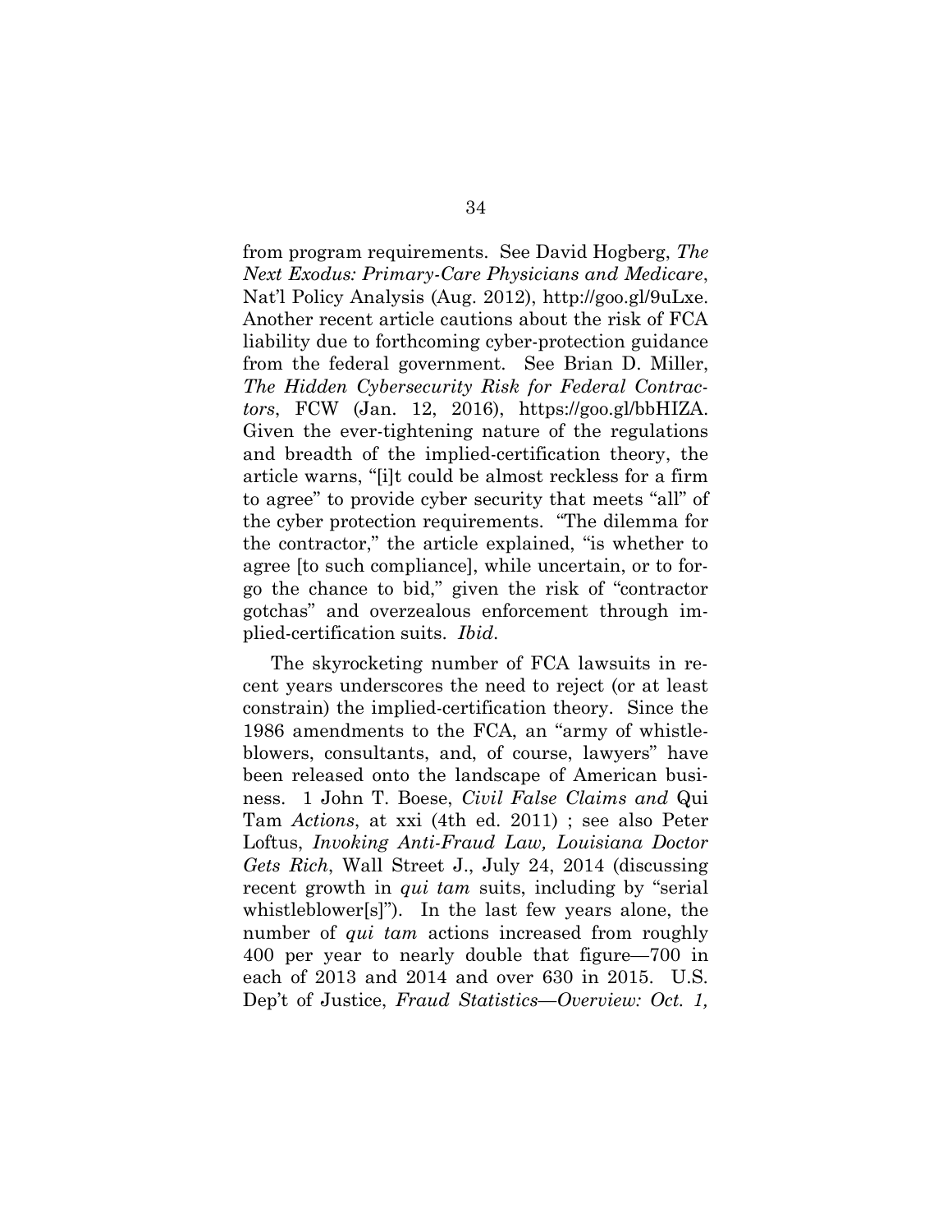from program requirements. See David Hogberg, *The Next Exodus: Primary-Care Physicians and Medicare*, Nat'l Policy Analysis (Aug. 2012), http://goo.gl/9uLxe. Another recent article cautions about the risk of FCA liability due to forthcoming cyber-protection guidance from the federal government. See Brian D. Miller, *The Hidden Cybersecurity Risk for Federal Contractors*, FCW (Jan. 12, 2016), https://goo.gl/bbHIZA. Given the ever-tightening nature of the regulations and breadth of the implied-certification theory, the article warns, "[i]t could be almost reckless for a firm to agree" to provide cyber security that meets "all" of the cyber protection requirements. "The dilemma for the contractor," the article explained, "is whether to agree [to such compliance], while uncertain, or to forgo the chance to bid," given the risk of "contractor gotchas" and overzealous enforcement through implied-certification suits. *Ibid*.

The skyrocketing number of FCA lawsuits in recent years underscores the need to reject (or at least constrain) the implied-certification theory. Since the 1986 amendments to the FCA, an "army of whistleblowers, consultants, and, of course, lawyers" have been released onto the landscape of American business. 1 John T. Boese, *Civil False Claims and* Qui Tam *Actions*, at xxi (4th ed. 2011) ; see also Peter Loftus, *Invoking Anti-Fraud Law, Louisiana Doctor Gets Rich*, Wall Street J., July 24, 2014 (discussing recent growth in *qui tam* suits, including by "serial whistleblower[s]"). In the last few years alone, the number of *qui tam* actions increased from roughly 400 per year to nearly double that figure—700 in each of 2013 and 2014 and over 630 in 2015. U.S. Dep't of Justice, *Fraud Statistics—Overview: Oct. 1,*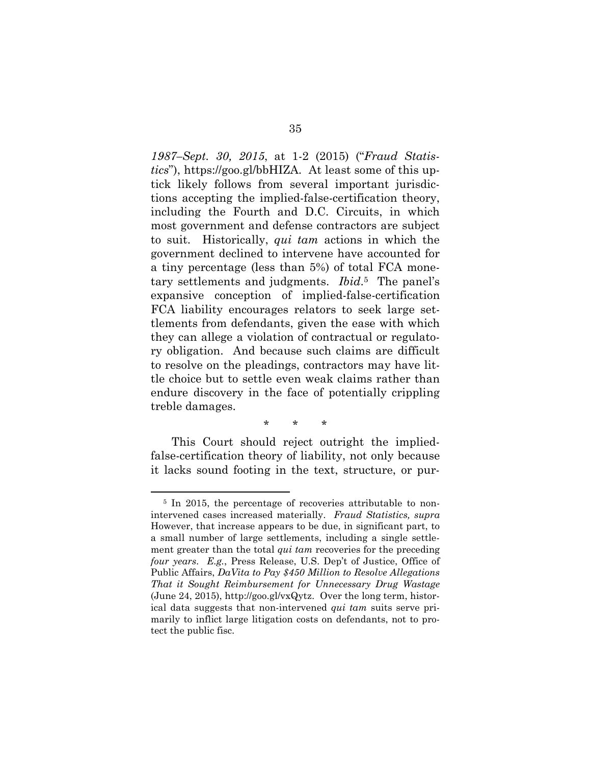*1987–Sept. 30, 2015*, at 1-2 (2015) ("*Fraud Statistics*"), https://goo.gl/bbHIZA. At least some of this uptick likely follows from several important jurisdictions accepting the implied-false-certification theory, including the Fourth and D.C. Circuits, in which most government and defense contractors are subject to suit. Historically, *qui tam* actions in which the government declined to intervene have accounted for a tiny percentage (less than 5%) of total FCA monetary settlements and judgments. *Ibid*.[5] The panel's expansive conception of implied-false-certification FCA liability encourages relators to seek large settlements from defendants, given the ease with which they can allege a violation of contractual or regulatory obligation. And because such claims are difficult to resolve on the pleadings, contractors may have little choice but to settle even weak claims rather than endure discovery in the face of potentially crippling treble damages.

\* \* \*

This Court should reject outright the implied-false-certification theory of liability, not only because it lacks sound footing in the text, structure, or pur-

---

[5] In 2015, the percentage of recoveries attributable to non-intervened cases increased materially. *Fraud Statistics, supra* However, that increase appears to be due, in significant part, to a small number of large settlements, including a single settlement greater than the total *qui tam* recoveries for the preceding *four years*. *E.g.*, Press Release, U.S. Dep't of Justice, Office of Public Affairs, *DaVita to Pay $450 Million to Resolve Allegations That it Sought Reimbursement for Unnecessary Drug Wastage* (June 24, 2015), http://goo.gl/vxQytz. Over the long term, historical data suggests that non-intervened *qui tam* suits serve primarily to inflict large litigation costs on defendants, not to protect the public fisc.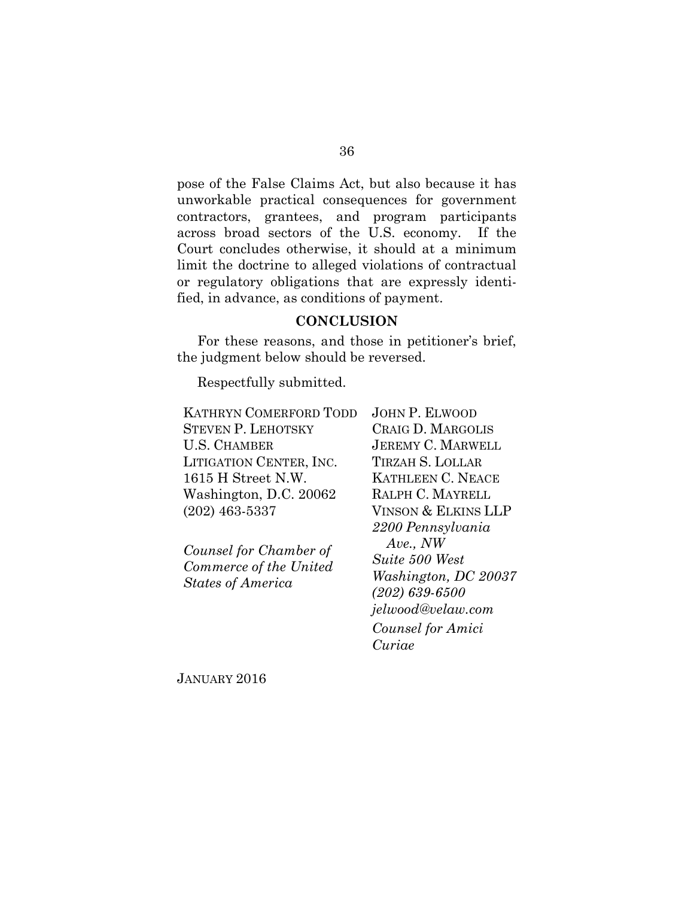pose of the False Claims Act, but also because it has unworkable practical consequences for government contractors, grantees, and program participants across broad sectors of the U.S. economy. If the Court concludes otherwise, it should at a minimum limit the doctrine to alleged violations of contractual or regulatory obligations that are expressly identified, in advance, as conditions of payment.

## CONCLUSION

For these reasons, and those in petitioner's brief, the judgment below should be reversed.

Respectfully submitted.

KATHRYN COMERFORD TODD
STEVEN P. LEHOTSKY
U.S. CHAMBER LITIGATION CENTER, INC.
1615 H Street N.W.
Washington, D.C. 20062
(202) 463-5337

*Counsel for Chamber of Commerce of the United States of America*

JOHN P. ELWOOD
CRAIG D. MARGOLIS
JEREMY C. MARWELL
TIRZAH S. LOLLAR
KATHLEEN C. NEACE
RALPH C. MAYRELL
VINSON & ELKINS LLP
*2200 Pennsylvania Ave., NW*
*Suite 500 West*
*Washington, DC 20037*
*(202) 639-6500*
*jelwood@velaw.com*

*Counsel for Amici Curiae*

JANUARY 2016